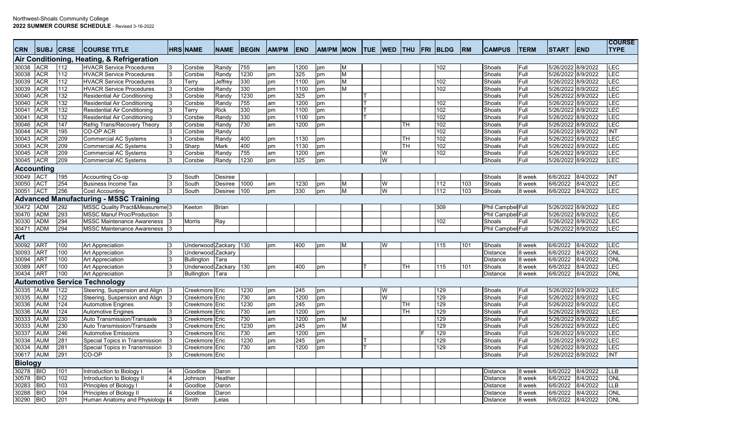Northwest-Shoals Community College
**2022 SUMMER COURSE SCHEDULE** - Revised 3-16-2022

| CRN | SUBJ | CRSE | COURSE TITLE | HRS | NAME | NAME | BEGIN | AM/PM | END | AM/PM | MON | TUE | WED | THU | FRI | BLDG | RM | CAMPUS | TERM | START | END | COURSE TYPE |
|---|---|---|---|---|---|---|---|---|---|---|---|---|---|---|---|---|---|---|---|---|---|---|
| **Air Conditioning, Heating, & Refrigeration** | | | | | | | | | | | | | | | | | | | | | | |
| 30038 | ACR | 112 | HVACR Service Procedures | 3 | Corsbie | Randy | 755 | am | 1200 | pm | M | | | | | 102 | | Shoals | Full | 5/26/2022 | 8/9/2022 | LEC |
| 30038 | ACR | 112 | HVACR Service Procedures | 3 | Corsbie | Randy | 1230 | pm | 325 | pm | M | | | | | | | Shoals | Full | 5/26/2022 | 8/9/2022 | LEC |
| 30039 | ACR | 112 | HVACR Service Procedures | 3 | Terry | Jeffrey | 330 | pm | 1100 | pm | M | | | | | 102 | | Shoals | Full | 5/26/2022 | 8/9/2022 | LEC |
| 30039 | ACR | 112 | HVACR Service Procedures | 3 | Corsbie | Randy | 330 | pm | 1100 | pm | M | | | | | 102 | | Shoals | Full | 5/26/2022 | 8/9/2022 | LEC |
| 30040 | ACR | 132 | Residential Air Conditioning | 3 | Corsbie | Randy | 1230 | pm | 325 | pm | | T | | | | | | Shoals | Full | 5/26/2022 | 8/9/2022 | LEC |
| 30040 | ACR | 132 | Residential Air Conditioning | 3 | Corsbie | Randy | 755 | am | 1200 | pm | | T | | | | 102 | | Shoals | Full | 5/26/2022 | 8/9/2022 | LEC |
| 30041 | ACR | 132 | Residential Air Conditioning | 3 | Terry | Rick | 330 | pm | 1100 | pm | | T | | | | 102 | | Shoals | Full | 5/26/2022 | 8/9/2022 | LEC |
| 30041 | ACR | 132 | Residential Air Conditioning | 3 | Corsbie | Randy | 330 | pm | 1100 | pm | | T | | | | 102 | | Shoals | Full | 5/26/2022 | 8/9/2022 | LEC |
| 30046 | ACR | 147 | Refrig Trans/Recovery Theory | 3 | Corsbie | Randy | 730 | am | 1200 | pm | | | | TH | | 102 | | Shoals | Full | 5/26/2022 | 8/9/2022 | LEC |
| 30044 | ACR | 195 | CO-OP ACR | 3 | Corsbie | Randy | | | | | | | | | | 102 | | Shoals | Full | 5/26/2022 | 8/9/2022 | INT |
| 30043 | ACR | 209 | Commercial AC Systems | 3 | Corsbie | Randy | 400 | pm | 1130 | pm | | | | TH | | 102 | | Shoals | Full | 5/26/2022 | 8/9/2022 | LEC |
| 30043 | ACR | 209 | Commercial AC Systems | 3 | Sharp | Mark | 400 | pm | 1130 | pm | | | | TH | | 102 | | Shoals | Full | 5/26/2022 | 8/9/2022 | LEC |
| 30045 | ACR | 209 | Commercial AC Systems | 3 | Corsbie | Randy | 755 | am | 1200 | pm | | | W | | | 102 | | Shoals | Full | 5/26/2022 | 8/9/2022 | LEC |
| 30045 | ACR | 209 | Commercial AC Systems | 3 | Corsbie | Randy | 1230 | pm | 325 | pm | | | W | | | | | Shoals | Full | 5/26/2022 | 8/9/2022 | LEC |
| **Accounting** | | | | | | | | | | | | | | | | | | | | | | |
| 30049 | ACT | 195 | Accounting Co-op | 3 | South | Desiree | | | | | | | | | | | | Shoals | 8 week | 6/6/2022 | 8/4/2022 | INT |
| 30050 | ACT | 254 | Business Income Tax | 3 | South | Desiree | 1000 | am | 1230 | pm | M | | W | | | 112 | 103 | Shoals | 8 week | 6/6/2022 | 8/4/2022 | LEC |
| 30051 | ACT | 256 | Cost Accounting | 3 | South | Desiree | 100 | pm | 330 | pm | M | | W | | | 112 | 103 | Shoals | 8 week | 6/6/2022 | 8/4/2022 | LEC |
| **Advanced Manufacturing - MSSC Training** | | | | | | | | | | | | | | | | | | | | | | |
| 30472 | ADM | 292 | MSSC Quality Pract&Measureme | 3 | Keeton | Brian | | | | | | | | | | 309 | | Phil Campbel | Full | 5/26/2022 | 8/9/2022 | LEC |
| 30470 | ADM | 293 | MSSC Manuf Proc/Production | 3 | | | | | | | | | | | | | | Phil Campbel | Full | 5/26/2022 | 8/9/2022 | LEC |
| 30330 | ADM | 294 | MSSC Maintenance Awareness | 3 | Morris | Ray | | | | | | | | | | 102 | | Shoals | Full | 5/26/2022 | 8/9/2022 | LEC |
| 30471 | ADM | 294 | MSSC Maintenance Awareness | 3 | | | | | | | | | | | | | | Phil Campbel | Full | 5/26/2022 | 8/9/2022 | LEC |
| **Art** | | | | | | | | | | | | | | | | | | | | | | |
| 30092 | ART | 100 | Art Appreciation | 3 | Underwood | Zackary | 130 | pm | 400 | pm | M | | W | | | 115 | 101 | Shoals | 8 week | 6/6/2022 | 8/4/2022 | LEC |
| 30093 | ART | 100 | Art Appreciation | 3 | Underwood | Zackary | | | | | | | | | | | | Distance | 8 week | 6/6/2022 | 8/4/2022 | ONL |
| 30094 | ART | 100 | Art Appreciation | 3 | Bullington | Tara | | | | | | | | | | | | Distance | 8 week | 6/6/2022 | 8/4/2022 | ONL |
| 30389 | ART | 100 | Art Appreciation | 3 | Underwood | Zackary | 130 | pm | 400 | pm | | T | | TH | | 115 | 101 | Shoals | 8 week | 6/6/2022 | 8/4/2022 | LEC |
| 30434 | ART | 100 | Art Appreciation | 3 | Bullington | Tara | | | | | | | | | | | | Distance | 8 week | 6/6/2022 | 8/4/2022 | ONL |
| **Automotive Service Technology** | | | | | | | | | | | | | | | | | | | | | | |
| 30335 | AUM | 122 | Steering, Suspension and Align | 3 | Creekmore | Eric | 1230 | pm | 245 | pm | | | W | | | 129 | | Shoals | Full | 5/26/2022 | 8/9/2022 | LEC |
| 30335 | AUM | 122 | Steering, Suspension and Align | 3 | Creekmore | Eric | 730 | am | 1200 | pm | | | W | | | 129 | | Shoals | Full | 5/26/2022 | 8/9/2022 | LEC |
| 30336 | AUM | 124 | Automotive Engines | 3 | Creekmore | Eric | 1230 | pm | 245 | pm | | | | TH | | 129 | | Shoals | Full | 5/26/2022 | 8/9/2022 | LEC |
| 30336 | AUM | 124 | Automotive Engines | 3 | Creekmore | Eric | 730 | am | 1200 | pm | | | | TH | | 129 | | Shoals | Full | 5/26/2022 | 8/9/2022 | LEC |
| 30333 | AUM | 230 | Auto Transmission/Transaxle | 3 | Creekmore | Eric | 730 | am | 1200 | pm | M | | | | | 129 | | Shoals | Full | 5/26/2022 | 8/9/2022 | LEC |
| 30333 | AUM | 230 | Auto Transmission/Transaxle | 3 | Creekmore | Eric | 1230 | pm | 245 | pm | M | | | | | 129 | | Shoals | Full | 5/26/2022 | 8/9/2022 | LEC |
| 30337 | AUM | 246 | Automotive Emissions | 3 | Creekmore | Eric | 730 | am | 1200 | pm | | | | | F | 129 | | Shoals | Full | 5/26/2022 | 8/9/2022 | LEC |
| 30334 | AUM | 281 | Special Topics in Transmission | 3 | Creekmore | Eric | 1230 | pm | 245 | pm | | T | | | | 129 | | Shoals | Full | 5/26/2022 | 8/9/2022 | LEC |
| 30334 | AUM | 281 | Special Topics in Transmission | 3 | Creekmore | Eric | 730 | am | 1200 | pm | | T | | | | 129 | | Shoals | Full | 5/26/2022 | 8/9/2022 | LEC |
| 30617 | AUM | 291 | CO-OP | 3 | Creekmore | Eric | | | | | | | | | | | | Shoals | Full | 5/26/2022 | 8/9/2022 | INT |
| **Biology** | | | | | | | | | | | | | | | | | | | | | | |
| 30278 | BIO | 101 | Introduction to Biology I | 4 | Goodloe | Daron | | | | | | | | | | | | Distance | 8 week | 6/6/2022 | 8/4/2022 | LLB |
| 30578 | BIO | 102 | Introduction to Biology II | 4 | Johnson | Heather | | | | | | | | | | | | Distance | 8 week | 6/6/2022 | 8/4/2022 | ONL |
| 30283 | BIO | 103 | Principles of Biology I | 4 | Goodloe | Daron | | | | | | | | | | | | Distance | 8 week | 6/6/2022 | 8/4/2022 | LLB |
| 30288 | BIO | 104 | Principles of Biology II | 4 | Goodloe | Daron | | | | | | | | | | | | Distance | 8 week | 6/6/2022 | 8/4/2022 | ONL |
| 30290 | BIO | 201 | Human Anatomy and Physiology I | 4 | Smith | Lelas | | | | | | | | | | | | Distance | 8 week | 6/6/2022 | 8/4/2022 | ONL |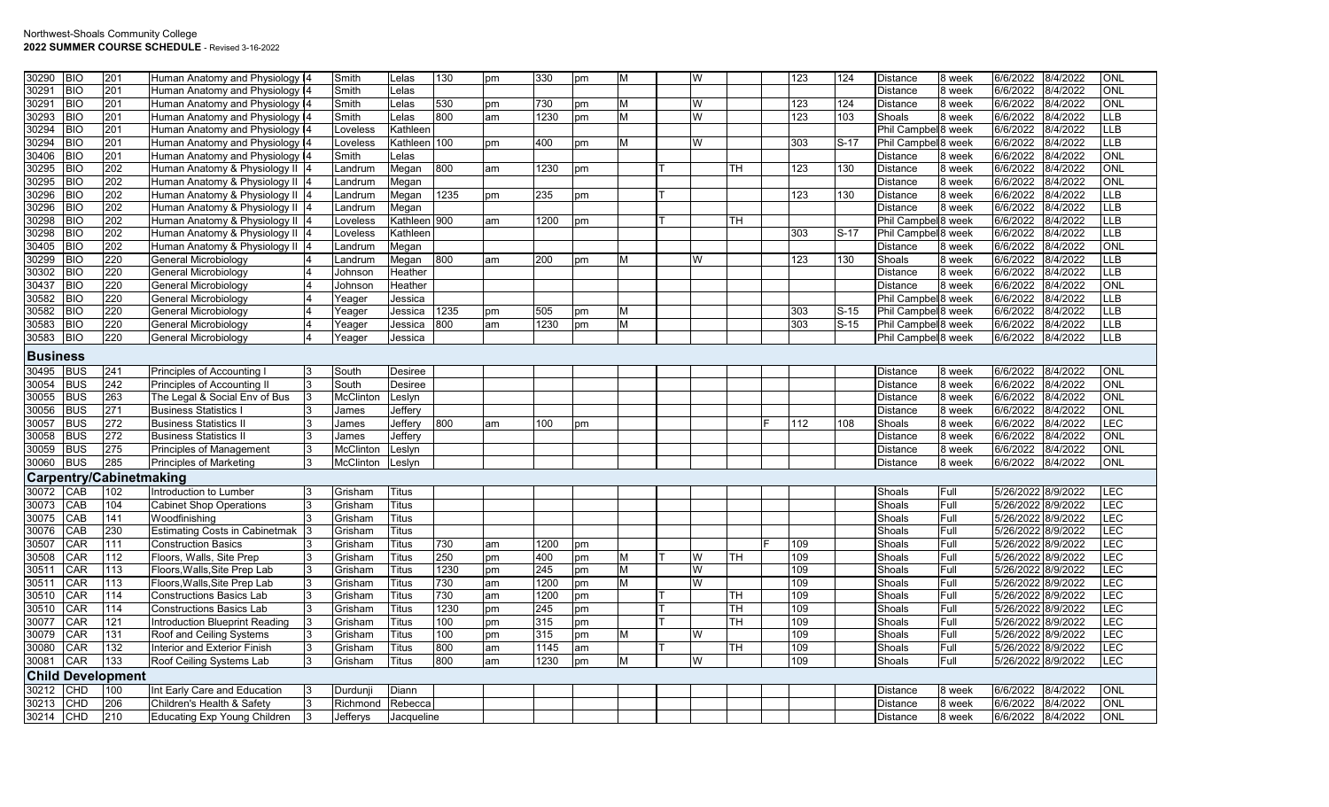| | | | | | | | | | | | | | | | | | | | | | | |
|---|---|---|---|---|---|---|---|---|---|---|---|---|---|---|---|---|---|---|---|---|---|---|
| 30290 | BIO | 201 | Human Anatomy and Physiology I | 4 | Smith | Lelas | 130 | pm | 330 | pm | M | | W | | | 123 | 124 | Distance | 8 week | 6/6/2022 | 8/4/2022 | ONL |
| 30291 | BIO | 201 | Human Anatomy and Physiology I | 4 | Smith | Lelas | | | | | | | | | | | | Distance | 8 week | 6/6/2022 | 8/4/2022 | ONL |
| 30291 | BIO | 201 | Human Anatomy and Physiology I | 4 | Smith | Lelas | 530 | pm | 730 | pm | M | | W | | | 123 | 124 | Distance | 8 week | 6/6/2022 | 8/4/2022 | ONL |
| 30293 | BIO | 201 | Human Anatomy and Physiology I | 4 | Smith | Lelas | 800 | am | 1230 | pm | M | | W | | | 123 | 103 | Shoals | 8 week | 6/6/2022 | 8/4/2022 | LLB |
| 30294 | BIO | 201 | Human Anatomy and Physiology I | 4 | Loveless | Kathleen | | | | | | | | | | | | Phil Campbell | 8 week | 6/6/2022 | 8/4/2022 | LLB |
| 30294 | BIO | 201 | Human Anatomy and Physiology I | 4 | Loveless | Kathleen | 100 | pm | 400 | pm | M | | W | | | 303 | S-17 | Phil Campbell | 8 week | 6/6/2022 | 8/4/2022 | LLB |
| 30406 | BIO | 201 | Human Anatomy and Physiology I | 4 | Smith | Lelas | | | | | | | | | | | | Distance | 8 week | 6/6/2022 | 8/4/2022 | ONL |
| 30295 | BIO | 202 | Human Anatomy & Physiology II | 4 | Landrum | Megan | 800 | am | 1230 | pm | | T | | TH | | 123 | 130 | Distance | 8 week | 6/6/2022 | 8/4/2022 | ONL |
| 30295 | BIO | 202 | Human Anatomy & Physiology II | 4 | Landrum | Megan | | | | | | | | | | | | Distance | 8 week | 6/6/2022 | 8/4/2022 | ONL |
| 30296 | BIO | 202 | Human Anatomy & Physiology II | 4 | Landrum | Megan | 1235 | pm | 235 | pm | | T | | | | 123 | 130 | Distance | 8 week | 6/6/2022 | 8/4/2022 | LLB |
| 30296 | BIO | 202 | Human Anatomy & Physiology II | 4 | Landrum | Megan | | | | | | | | | | | | Distance | 8 week | 6/6/2022 | 8/4/2022 | LLB |
| 30298 | BIO | 202 | Human Anatomy & Physiology II | 4 | Loveless | Kathleen | 900 | am | 1200 | pm | | T | | TH | | | | Phil Campbell | 8 week | 6/6/2022 | 8/4/2022 | LLB |
| 30298 | BIO | 202 | Human Anatomy & Physiology II | 4 | Loveless | Kathleen | | | | | | | | | | 303 | S-17 | Phil Campbell | 8 week | 6/6/2022 | 8/4/2022 | LLB |
| 30405 | BIO | 202 | Human Anatomy & Physiology II | 4 | Landrum | Megan | | | | | | | | | | | | Distance | 8 week | 6/6/2022 | 8/4/2022 | ONL |
| 30299 | BIO | 220 | General Microbiology | 4 | Landrum | Megan | 800 | am | 200 | pm | M | | W | | | 123 | 130 | Shoals | 8 week | 6/6/2022 | 8/4/2022 | LLB |
| 30302 | BIO | 220 | General Microbiology | 4 | Johnson | Heather | | | | | | | | | | | | Distance | 8 week | 6/6/2022 | 8/4/2022 | LLB |
| 30437 | BIO | 220 | General Microbiology | 4 | Johnson | Heather | | | | | | | | | | | | Distance | 8 week | 6/6/2022 | 8/4/2022 | ONL |
| 30582 | BIO | 220 | General Microbiology | 4 | Yeager | Jessica | | | | | | | | | | | | Phil Campbell | 8 week | 6/6/2022 | 8/4/2022 | LLB |
| 30582 | BIO | 220 | General Microbiology | 4 | Yeager | Jessica | 1235 | pm | 505 | pm | M | | | | | 303 | S-15 | Phil Campbell | 8 week | 6/6/2022 | 8/4/2022 | LLB |
| 30583 | BIO | 220 | General Microbiology | 4 | Yeager | Jessica | 800 | am | 1230 | pm | M | | | | | 303 | S-15 | Phil Campbell | 8 week | 6/6/2022 | 8/4/2022 | LLB |
| 30583 | BIO | 220 | General Microbiology | 4 | Yeager | Jessica | | | | | | | | | | | | Phil Campbell | 8 week | 6/6/2022 | 8/4/2022 | LLB |
| **Business** | | | | | | | | | | | | | | | | | | | | | | |
| 30495 | BUS | 241 | Principles of Accounting I | 3 | South | Desiree | | | | | | | | | | | | Distance | 8 week | 6/6/2022 | 8/4/2022 | ONL |
| 30054 | BUS | 242 | Principles of Accounting II | 3 | South | Desiree | | | | | | | | | | | | Distance | 8 week | 6/6/2022 | 8/4/2022 | ONL |
| 30055 | BUS | 263 | The Legal & Social Env of Bus | 3 | McClinton | Leslyn | | | | | | | | | | | | Distance | 8 week | 6/6/2022 | 8/4/2022 | ONL |
| 30056 | BUS | 271 | Business Statistics I | 3 | James | Jeffery | | | | | | | | | | | | Distance | 8 week | 6/6/2022 | 8/4/2022 | ONL |
| 30057 | BUS | 272 | Business Statistics II | 3 | James | Jeffery | 800 | am | 100 | pm | | | | | F | 112 | 108 | Shoals | 8 week | 6/6/2022 | 8/4/2022 | LEC |
| 30058 | BUS | 272 | Business Statistics II | 3 | James | Jeffery | | | | | | | | | | | | Distance | 8 week | 6/6/2022 | 8/4/2022 | ONL |
| 30059 | BUS | 275 | Principles of Management | 3 | McClinton | Leslyn | | | | | | | | | | | | Distance | 8 week | 6/6/2022 | 8/4/2022 | ONL |
| 30060 | BUS | 285 | Principles of Marketing | 3 | McClinton | Leslyn | | | | | | | | | | | | Distance | 8 week | 6/6/2022 | 8/4/2022 | ONL |
| **Carpentry/Cabinetmaking** | | | | | | | | | | | | | | | | | | | | | | |
| 30072 | CAB | 102 | Introduction to Lumber | 3 | Grisham | Titus | | | | | | | | | | | | Shoals | Full | 5/26/2022 | 8/9/2022 | LEC |
| 30073 | CAB | 104 | Cabinet Shop Operations | 3 | Grisham | Titus | | | | | | | | | | | | Shoals | Full | 5/26/2022 | 8/9/2022 | LEC |
| 30075 | CAB | 141 | Woodfinishing | 3 | Grisham | Titus | | | | | | | | | | | | Shoals | Full | 5/26/2022 | 8/9/2022 | LEC |
| 30076 | CAB | 230 | Estimating Costs in Cabinetmak | 3 | Grisham | Titus | | | | | | | | | | | | Shoals | Full | 5/26/2022 | 8/9/2022 | LEC |
| 30507 | CAR | 111 | Construction Basics | 3 | Grisham | Titus | 730 | am | 1200 | pm | | | | | F | 109 | | Shoals | Full | 5/26/2022 | 8/9/2022 | LEC |
| 30508 | CAR | 112 | Floors, Walls, Site Prep | 3 | Grisham | Titus | 250 | pm | 400 | pm | M | T | W | TH | | 109 | | Shoals | Full | 5/26/2022 | 8/9/2022 | LEC |
| 30511 | CAR | 113 | Floors,Walls,Site Prep Lab | 3 | Grisham | Titus | 1230 | pm | 245 | pm | M | | W | | | 109 | | Shoals | Full | 5/26/2022 | 8/9/2022 | LEC |
| 30511 | CAR | 113 | Floors,Walls,Site Prep Lab | 3 | Grisham | Titus | 730 | am | 1200 | pm | M | | W | | | 109 | | Shoals | Full | 5/26/2022 | 8/9/2022 | LEC |
| 30510 | CAR | 114 | Constructions Basics Lab | 3 | Grisham | Titus | 730 | am | 1200 | pm | | T | | TH | | 109 | | Shoals | Full | 5/26/2022 | 8/9/2022 | LEC |
| 30510 | CAR | 114 | Constructions Basics Lab | 3 | Grisham | Titus | 1230 | pm | 245 | pm | | T | | TH | | 109 | | Shoals | Full | 5/26/2022 | 8/9/2022 | LEC |
| 30077 | CAR | 121 | Introduction Blueprint Reading | 3 | Grisham | Titus | 100 | pm | 315 | pm | | T | | TH | | 109 | | Shoals | Full | 5/26/2022 | 8/9/2022 | LEC |
| 30079 | CAR | 131 | Roof and Ceiling Systems | 3 | Grisham | Titus | 100 | pm | 315 | pm | M | | W | | | 109 | | Shoals | Full | 5/26/2022 | 8/9/2022 | LEC |
| 30080 | CAR | 132 | Interior and Exterior Finish | 3 | Grisham | Titus | 800 | am | 1145 | am | | T | | TH | | 109 | | Shoals | Full | 5/26/2022 | 8/9/2022 | LEC |
| 30081 | CAR | 133 | Roof Ceiling Systems Lab | 3 | Grisham | Titus | 800 | am | 1230 | pm | M | | W | | | 109 | | Shoals | Full | 5/26/2022 | 8/9/2022 | LEC |
| **Child Development** | | | | | | | | | | | | | | | | | | | | | | |
| 30212 | CHD | 100 | Int Early Care and Education | 3 | Durdunji | Diann | | | | | | | | | | | | Distance | 8 week | 6/6/2022 | 8/4/2022 | ONL |
| 30213 | CHD | 206 | Children's Health & Safety | 3 | Richmond | Rebecca | | | | | | | | | | | | Distance | 8 week | 6/6/2022 | 8/4/2022 | ONL |
| 30214 | CHD | 210 | Educating Exp Young Children | 3 | Jefferys | Jacqueline | | | | | | | | | | | | Distance | 8 week | 6/6/2022 | 8/4/2022 | ONL |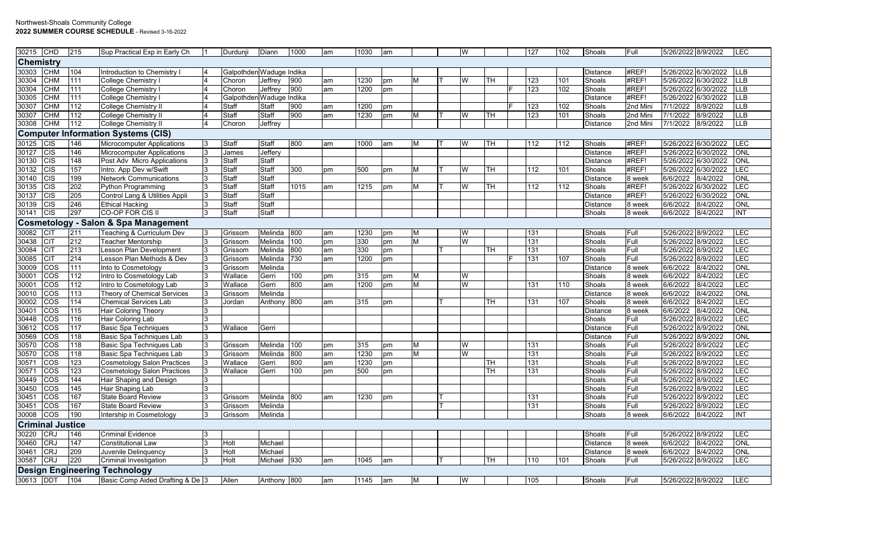| | | | | | | | | | | | | | | | | | | | | | | |
|---|---|---|---|---|---|---|---|---|---|---|---|---|---|---|---|---|---|---|---|---|---|---|
| 30215 | CHD | 215 | Sup Practical Exp in Early Ch | 1 | Durdunji | Diann | 1000 | am | 1030 | am | | | W | | | 127 | 102 | Shoals | Full | 5/26/2022 | 8/9/2022 | LEC |
| **Chemistry** | | | | | | | | | | | | | | | | | | | | | | |
| 30303 | CHM | 104 | Introduction to Chemistry I | 4 | Galpothden Waduge | Indika | | | | | | | | | | | | Distance | #REF! | 5/26/2022 | 6/30/2022 | LLB |
| 30304 | CHM | 111 | College Chemistry I | 4 | Choron | Jeffrey | 900 | am | 1230 | pm | M | T | W | TH | | 123 | 101 | Shoals | #REF! | 5/26/2022 | 6/30/2022 | LLB |
| 30304 | CHM | 111 | College Chemistry I | 4 | Choron | Jeffrey | 900 | am | 1200 | pm | | | | | F | 123 | 102 | Shoals | #REF! | 5/26/2022 | 6/30/2022 | LLB |
| 30305 | CHM | 111 | College Chemistry I | 4 | Galpothden Waduge | Indika | | | | | | | | | | | | Distance | #REF! | 5/26/2022 | 6/30/2022 | LLB |
| 30307 | CHM | 112 | College Chemistry II | 4 | Staff | Staff | 900 | am | 1200 | pm | | | | | F | 123 | 102 | Shoals | 2nd Mini | 7/1/2022 | 8/9/2022 | LLB |
| 30307 | CHM | 112 | College Chemistry II | 4 | Staff | Staff | 900 | am | 1230 | pm | M | T | W | TH | | 123 | 101 | Shoals | 2nd Mini | 7/1/2022 | 8/9/2022 | LLB |
| 30308 | CHM | 112 | College Chemistry II | 4 | Choron | Jeffrey | | | | | | | | | | | | Distance | 2nd Mini | 7/1/2022 | 8/9/2022 | LLB |
| **Computer Information Systems (CIS)** | | | | | | | | | | | | | | | | | | | | | | |
| 30125 | CIS | 146 | Microcomputer Applications | 3 | Staff | Staff | 800 | am | 1000 | am | M | T | W | TH | | 112 | 112 | Shoals | #REF! | 5/26/2022 | 6/30/2022 | LEC |
| 30127 | CIS | 146 | Microcomputer Applications | 3 | James | Jeffery | | | | | | | | | | | | Distance | #REF! | 5/26/2022 | 6/30/2022 | ONL |
| 30130 | CIS | 148 | Post Adv Micro Applications | 3 | Staff | Staff | | | | | | | | | | | | Distance | #REF! | 5/26/2022 | 6/30/2022 | ONL |
| 30132 | CIS | 157 | Intro. App Dev w/Swift | 3 | Staff | Staff | 300 | pm | 500 | pm | M | T | W | TH | | 112 | 101 | Shoals | #REF! | 5/26/2022 | 6/30/2022 | LEC |
| 30140 | CIS | 199 | Network Communications | 3 | Staff | Staff | | | | | | | | | | | | Distance | 8 week | 6/6/2022 | 8/4/2022 | ONL |
| 30135 | CIS | 202 | Python Programming | 3 | Staff | Staff | 1015 | am | 1215 | pm | M | T | W | TH | | 112 | 112 | Shoals | #REF! | 5/26/2022 | 6/30/2022 | LEC |
| 30137 | CIS | 205 | Control Lang & Utilities Appli | 3 | Staff | Staff | | | | | | | | | | | | Distance | #REF! | 5/26/2022 | 6/30/2022 | ONL |
| 30139 | CIS | 246 | Ethical Hacking | 3 | Staff | Staff | | | | | | | | | | | | Distance | 8 week | 6/6/2022 | 8/4/2022 | ONL |
| 30141 | CIS | 297 | CO-OP FOR CIS II | 3 | Staff | Staff | | | | | | | | | | | | Shoals | 8 week | 6/6/2022 | 8/4/2022 | INT |
| **Cosmetology - Salon & Spa Management** | | | | | | | | | | | | | | | | | | | | | | |
| 30082 | CIT | 211 | Teaching & Curriculum Dev | 3 | Grissom | Melinda | 800 | am | 1230 | pm | M | | W | | | 131 | | Shoals | Full | 5/26/2022 | 8/9/2022 | LEC |
| 30438 | CIT | 212 | Teacher Mentorship | 3 | Grissom | Melinda | 100 | pm | 330 | pm | M | | W | | | 131 | | Shoals | Full | 5/26/2022 | 8/9/2022 | LEC |
| 30084 | CIT | 213 | Lesson Plan Development | 3 | Grissom | Melinda | 800 | am | 330 | pm | | T | | TH | | 131 | | Shoals | Full | 5/26/2022 | 8/9/2022 | LEC |
| 30085 | CIT | 214 | Lesson Plan Methods & Dev | 3 | Grissom | Melinda | 730 | am | 1200 | pm | | | | | F | 131 | 107 | Shoals | Full | 5/26/2022 | 8/9/2022 | LEC |
| 30009 | COS | 111 | Into to Cosmetology | 3 | Grissom | Melinda | | | | | | | | | | | | Distance | 8 week | 6/6/2022 | 8/4/2022 | ONL |
| 30001 | COS | 112 | Intro to Cosmetology Lab | 3 | Wallace | Gerri | 100 | pm | 315 | pm | M | | W | | | | | Shoals | 8 week | 6/6/2022 | 8/4/2022 | LEC |
| 30001 | COS | 112 | Intro to Cosmetology Lab | 3 | Wallace | Gerri | 800 | am | 1200 | pm | M | | W | | | 131 | 110 | Shoals | 8 week | 6/6/2022 | 8/4/2022 | LEC |
| 30010 | COS | 113 | Theory of Chemical Services | 3 | Grissom | Melinda | | | | | | | | | | | | Distance | 8 week | 6/6/2022 | 8/4/2022 | ONL |
| 30002 | COS | 114 | Chemical Services Lab | 3 | Jordan | Anthony | 800 | am | 315 | pm | | T | | TH | | 131 | 107 | Shoals | 8 week | 6/6/2022 | 8/4/2022 | LEC |
| 30401 | COS | 115 | Hair Coloring Theory | 3 | | | | | | | | | | | | | | Distance | 8 week | 6/6/2022 | 8/4/2022 | ONL |
| 30448 | COS | 116 | Hair Coloring Lab | 3 | | | | | | | | | | | | | | Shoals | Full | 5/26/2022 | 8/9/2022 | LEC |
| 30612 | COS | 117 | Basic Spa Techniques | 3 | Wallace | Gerri | | | | | | | | | | | | Distance | Full | 5/26/2022 | 8/9/2022 | ONL |
| 30569 | COS | 118 | Basic Spa Techniques Lab | 3 | | | | | | | | | | | | | | Distance | Full | 5/26/2022 | 8/9/2022 | ONL |
| 30570 | COS | 118 | Basic Spa Techniques Lab | 3 | Grissom | Melinda | 100 | pm | 315 | pm | M | | W | | | 131 | | Shoals | Full | 5/26/2022 | 8/9/2022 | LEC |
| 30570 | COS | 118 | Basic Spa Techniques Lab | 3 | Grissom | Melinda | 800 | am | 1230 | pm | M | | W | | | 131 | | Shoals | Full | 5/26/2022 | 8/9/2022 | LEC |
| 30571 | COS | 123 | Cosmetology Salon Practices | 3 | Wallace | Gerri | 800 | am | 1230 | pm | | | | TH | | 131 | | Shoals | Full | 5/26/2022 | 8/9/2022 | LEC |
| 30571 | COS | 123 | Cosmetology Salon Practices | 3 | Wallace | Gerri | 100 | pm | 500 | pm | | | | TH | | 131 | | Shoals | Full | 5/26/2022 | 8/9/2022 | LEC |
| 30449 | COS | 144 | Hair Shaping and Design | 3 | | | | | | | | | | | | | | Shoals | Full | 5/26/2022 | 8/9/2022 | LEC |
| 30450 | COS | 145 | Hair Shaping Lab | 3 | | | | | | | | | | | | | | Shoals | Full | 5/26/2022 | 8/9/2022 | LEC |
| 30451 | COS | 167 | State Board Review | 3 | Grissom | Melinda | 800 | am | 1230 | pm | | T | | | | 131 | | Shoals | Full | 5/26/2022 | 8/9/2022 | LEC |
| 30451 | COS | 167 | State Board Review | 3 | Grissom | Melinda | | | | | | T | | | | 131 | | Shoals | Full | 5/26/2022 | 8/9/2022 | LEC |
| 30008 | COS | 190 | Intership in Cosmetology | 3 | Grissom | Melinda | | | | | | | | | | | | Shoals | 8 week | 6/6/2022 | 8/4/2022 | INT |
| **Criminal Justice** | | | | | | | | | | | | | | | | | | | | | | |
| 30220 | CRJ | 146 | Criminal Evidence | 3 | | | | | | | | | | | | | | Shoals | Full | 5/26/2022 | 8/9/2022 | LEC |
| 30460 | CRJ | 147 | Constitutional Law | 3 | Holt | Michael | | | | | | | | | | | | Distance | 8 week | 6/6/2022 | 8/4/2022 | ONL |
| 30461 | CRJ | 209 | Juvenile Delinquency | 3 | Holt | Michael | | | | | | | | | | | | Distance | 8 week | 6/6/2022 | 8/4/2022 | ONL |
| 30587 | CRJ | 220 | Criminal Investigation | 3 | Holt | Michael | 930 | am | 1045 | am | | T | | TH | | 110 | 101 | Shoals | Full | 5/26/2022 | 8/9/2022 | LEC |
| **Design Engineering Technology** | | | | | | | | | | | | | | | | | | | | | | |
| 30613 | DDT | 104 | Basic Comp Aided Drafting & De | 3 | Allen | Anthony | 800 | am | 1145 | am | M | | W | | | 105 | | Shoals | Full | 5/26/2022 | 8/9/2022 | LEC |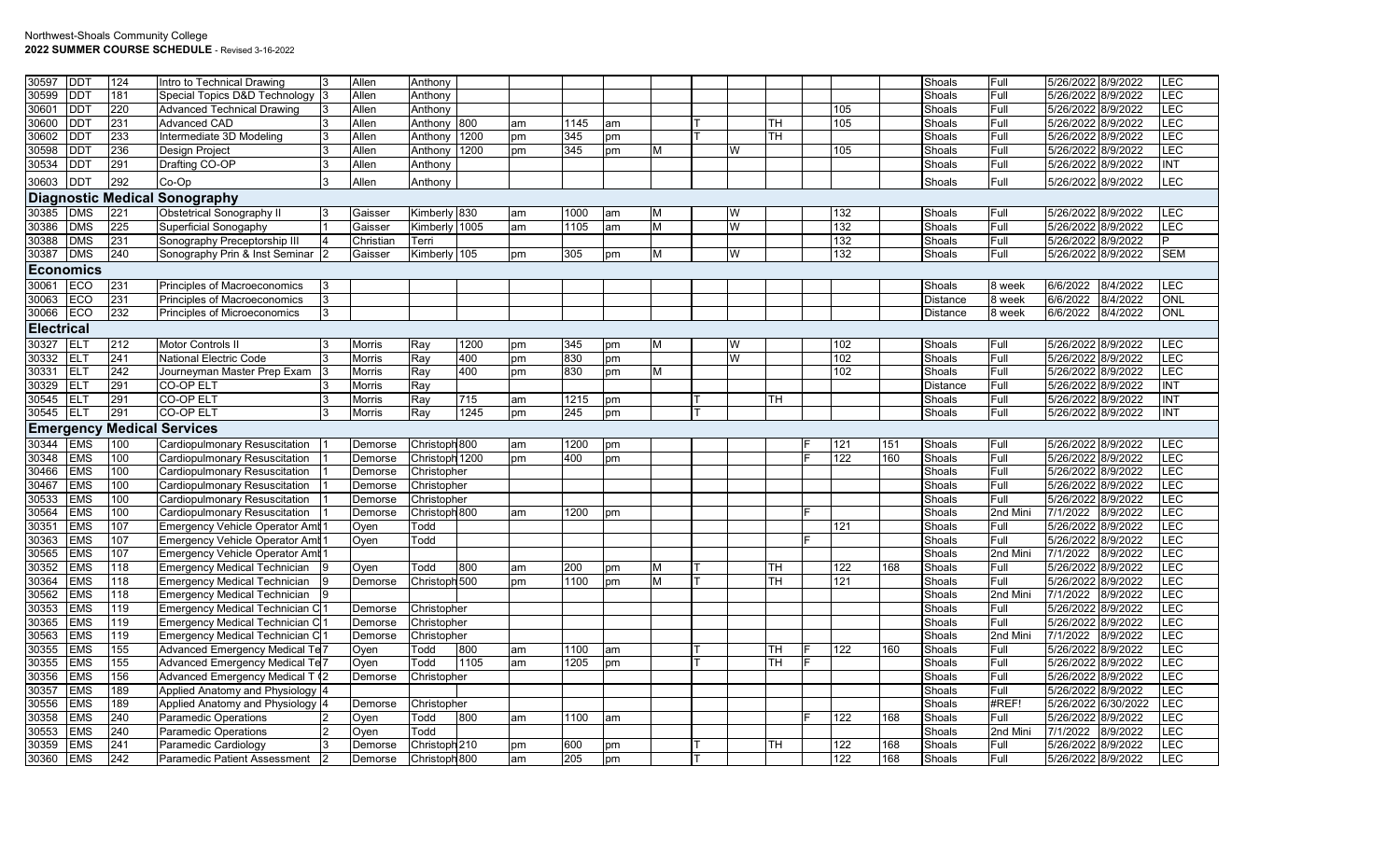Northwest-Shoals Community College
**2022 SUMMER COURSE SCHEDULE** - Revised 3-16-2022

| CRN | Subj | Crs | Title | Cr | Instructor Last | Instructor First | Begin | AM/PM | End | AM/PM | M | T | W | TH | F | Room | Room 2 | Campus | Term | Start Date | End Date | Type |
|---|---|---|---|---|---|---|---|---|---|---|---|---|---|---|---|---|---|---|---|---|---|---|
| 30597 | DDT | 124 | Intro to Technical Drawing | 3 | Allen | Anthony | | | | | | | | | | | | Shoals | Full | 5/26/2022 | 8/9/2022 | LEC |
| 30599 | DDT | 181 | Special Topics D&D Technology | 3 | Allen | Anthony | | | | | | | | | | | | Shoals | Full | 5/26/2022 | 8/9/2022 | LEC |
| 30601 | DDT | 220 | Advanced Technical Drawing | 3 | Allen | Anthony | | | | | | | | | | 105 | | Shoals | Full | 5/26/2022 | 8/9/2022 | LEC |
| 30600 | DDT | 231 | Advanced CAD | 3 | Allen | Anthony | 800 | am | 1145 | am | | T | | TH | | 105 | | Shoals | Full | 5/26/2022 | 8/9/2022 | LEC |
| 30602 | DDT | 233 | Intermediate 3D Modeling | 3 | Allen | Anthony | 1200 | pm | 345 | pm | | T | | TH | | | | Shoals | Full | 5/26/2022 | 8/9/2022 | LEC |
| 30598 | DDT | 236 | Design Project | 3 | Allen | Anthony | 1200 | pm | 345 | pm | M | | W | | | 105 | | Shoals | Full | 5/26/2022 | 8/9/2022 | LEC |
| 30534 | DDT | 291 | Drafting CO-OP | 3 | Allen | Anthony | | | | | | | | | | | | Shoals | Full | 5/26/2022 | 8/9/2022 | INT |
| 30603 | DDT | 292 | Co-Op | 3 | Allen | Anthony | | | | | | | | | | | | Shoals | Full | 5/26/2022 | 8/9/2022 | LEC |
| **Diagnostic Medical Sonography** | | | | | | | | | | | | | | | | | | | | | | |
| 30385 | DMS | 221 | Obstetrical Sonography II | 3 | Gaisser | Kimberly | 830 | am | 1000 | am | M | | W | | | 132 | | Shoals | Full | 5/26/2022 | 8/9/2022 | LEC |
| 30386 | DMS | 225 | Superficial Sonogaphy | 1 | Gaisser | Kimberly | 1005 | am | 1105 | am | M | | W | | | 132 | | Shoals | Full | 5/26/2022 | 8/9/2022 | LEC |
| 30388 | DMS | 231 | Sonography Preceptorship III | 4 | Christian | Terri | | | | | | | | | | 132 | | Shoals | Full | 5/26/2022 | 8/9/2022 | P |
| 30387 | DMS | 240 | Sonography Prin & Inst Seminar | 2 | Gaisser | Kimberly | 105 | pm | 305 | pm | M | | W | | | 132 | | Shoals | Full | 5/26/2022 | 8/9/2022 | SEM |
| **Economics** | | | | | | | | | | | | | | | | | | | | | | |
| 30061 | ECO | 231 | Principles of Macroeconomics | 3 | | | | | | | | | | | | | | Shoals | 8 week | 6/6/2022 | 8/4/2022 | LEC |
| 30063 | ECO | 231 | Principles of Macroeconomics | 3 | | | | | | | | | | | | | | Distance | 8 week | 6/6/2022 | 8/4/2022 | ONL |
| 30066 | ECO | 232 | Principles of Microeconomics | 3 | | | | | | | | | | | | | | Distance | 8 week | 6/6/2022 | 8/4/2022 | ONL |
| **Electrical** | | | | | | | | | | | | | | | | | | | | | | |
| 30327 | ELT | 212 | Motor Controls II | 3 | Morris | Ray | 1200 | pm | 345 | pm | M | | W | | | 102 | | Shoals | Full | 5/26/2022 | 8/9/2022 | LEC |
| 30332 | ELT | 241 | National Electric Code | 3 | Morris | Ray | 400 | pm | 830 | pm | | | W | | | 102 | | Shoals | Full | 5/26/2022 | 8/9/2022 | LEC |
| 30331 | ELT | 242 | Journeyman Master Prep Exam | 3 | Morris | Ray | 400 | pm | 830 | pm | M | | | | | 102 | | Shoals | Full | 5/26/2022 | 8/9/2022 | LEC |
| 30329 | ELT | 291 | CO-OP ELT | 3 | Morris | Ray | | | | | | | | | | | | Distance | Full | 5/26/2022 | 8/9/2022 | INT |
| 30545 | ELT | 291 | CO-OP ELT | 3 | Morris | Ray | 715 | am | 1215 | pm | | T | | TH | | | | Shoals | Full | 5/26/2022 | 8/9/2022 | INT |
| 30545 | ELT | 291 | CO-OP ELT | 3 | Morris | Ray | 1245 | pm | 245 | pm | | T | | | | | | Shoals | Full | 5/26/2022 | 8/9/2022 | INT |
| **Emergency Medical Services** | | | | | | | | | | | | | | | | | | | | | | |
| 30344 | EMS | 100 | Cardiopulmonary Resuscitation | 1 | Demorse | Christoph | 800 | am | 1200 | pm | | | | | F | 121 | 151 | Shoals | Full | 5/26/2022 | 8/9/2022 | LEC |
| 30348 | EMS | 100 | Cardiopulmonary Resuscitation | 1 | Demorse | Christoph | 1200 | pm | 400 | pm | | | | | F | 122 | 160 | Shoals | Full | 5/26/2022 | 8/9/2022 | LEC |
| 30466 | EMS | 100 | Cardiopulmonary Resuscitation | 1 | Demorse | Christopher | | | | | | | | | | | | Shoals | Full | 5/26/2022 | 8/9/2022 | LEC |
| 30467 | EMS | 100 | Cardiopulmonary Resuscitation | 1 | Demorse | Christopher | | | | | | | | | | | | Shoals | Full | 5/26/2022 | 8/9/2022 | LEC |
| 30533 | EMS | 100 | Cardiopulmonary Resuscitation | 1 | Demorse | Christopher | | | | | | | | | | | | Shoals | Full | 5/26/2022 | 8/9/2022 | LEC |
| 30564 | EMS | 100 | Cardiopulmonary Resuscitation | 1 | Demorse | Christoph | 800 | am | 1200 | pm | | | | | F | | | Shoals | 2nd Mini | 7/1/2022 | 8/9/2022 | LEC |
| 30351 | EMS | 107 | Emergency Vehicle Operator Amb | 1 | Oyen | Todd | | | | | | | | | | 121 | | Shoals | Full | 5/26/2022 | 8/9/2022 | LEC |
| 30363 | EMS | 107 | Emergency Vehicle Operator Amb | 1 | Oyen | Todd | | | | | | | | | F | | | Shoals | Full | 5/26/2022 | 8/9/2022 | LEC |
| 30565 | EMS | 107 | Emergency Vehicle Operator Amb | 1 | | | | | | | | | | | | | | Shoals | 2nd Mini | 7/1/2022 | 8/9/2022 | LEC |
| 30352 | EMS | 118 | Emergency Medical Technician | 9 | Oyen | Todd | 800 | am | 200 | pm | M | T | | TH | | 122 | 168 | Shoals | Full | 5/26/2022 | 8/9/2022 | LEC |
| 30364 | EMS | 118 | Emergency Medical Technician | 9 | Demorse | Christoph | 500 | pm | 1100 | pm | M | T | | TH | | 121 | | Shoals | Full | 5/26/2022 | 8/9/2022 | LEC |
| 30562 | EMS | 118 | Emergency Medical Technician | 9 | | | | | | | | | | | | | | Shoals | 2nd Mini | 7/1/2022 | 8/9/2022 | LEC |
| 30353 | EMS | 119 | Emergency Medical Technician C | 1 | Demorse | Christopher | | | | | | | | | | | | Shoals | Full | 5/26/2022 | 8/9/2022 | LEC |
| 30365 | EMS | 119 | Emergency Medical Technician C | 1 | Demorse | Christopher | | | | | | | | | | | | Shoals | Full | 5/26/2022 | 8/9/2022 | LEC |
| 30563 | EMS | 119 | Emergency Medical Technician C | 1 | Demorse | Christopher | | | | | | | | | | | | Shoals | 2nd Mini | 7/1/2022 | 8/9/2022 | LEC |
| 30355 | EMS | 155 | Advanced Emergency Medical Te | 7 | Oyen | Todd | 800 | am | 1100 | am | | T | | TH | F | 122 | 160 | Shoals | Full | 5/26/2022 | 8/9/2022 | LEC |
| 30355 | EMS | 155 | Advanced Emergency Medical Te | 7 | Oyen | Todd | 1105 | am | 1205 | pm | | T | | TH | F | | | Shoals | Full | 5/26/2022 | 8/9/2022 | LEC |
| 30356 | EMS | 156 | Advanced Emergency Medical T | 2 | Demorse | Christopher | | | | | | | | | | | | Shoals | Full | 5/26/2022 | 8/9/2022 | LEC |
| 30357 | EMS | 189 | Applied Anatomy and Physiology | 4 | | | | | | | | | | | | | | Shoals | Full | 5/26/2022 | 8/9/2022 | LEC |
| 30556 | EMS | 189 | Applied Anatomy and Physiology | 4 | Demorse | Christopher | | | | | | | | | | | | Shoals | #REF! | 5/26/2022 | 6/30/2022 | LEC |
| 30358 | EMS | 240 | Paramedic Operations | 2 | Oyen | Todd | 800 | am | 1100 | am | | | | | F | 122 | 168 | Shoals | Full | 5/26/2022 | 8/9/2022 | LEC |
| 30553 | EMS | 240 | Paramedic Operations | 2 | Oyen | Todd | | | | | | | | | | | | Shoals | 2nd Mini | 7/1/2022 | 8/9/2022 | LEC |
| 30359 | EMS | 241 | Paramedic Cardiology | 3 | Demorse | Christoph | 210 | pm | 600 | pm | | T | | TH | | 122 | 168 | Shoals | Full | 5/26/2022 | 8/9/2022 | LEC |
| 30360 | EMS | 242 | Paramedic Patient Assessment | 2 | Demorse | Christoph | 800 | am | 205 | pm | | T | | | | 122 | 168 | Shoals | Full | 5/26/2022 | 8/9/2022 | LEC |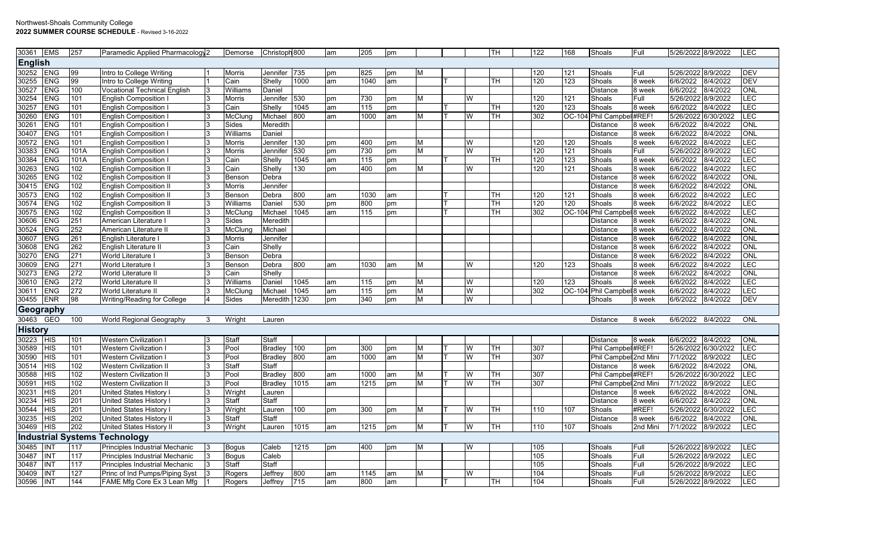Northwest-Shoals Community College
**2022 SUMMER COURSE SCHEDULE** - Revised 3-16-2022

| | | | | | | | | | | | | | | | | | | | | | | | | |
|---|---|---|---|---|---|---|---|---|---|---|---|---|---|---|---|---|---|---|---|---|---|---|---|---|
| 30361 | EMS | 257 | Paramedic Applied Pharmacology | 2 | Demorse | Christoph | 800 | am | 205 | pm | | | | | TH | | 122 | 168 | Shoals | Full | 5/26/2022 | 8/9/2022 | LEC |
| **English** | | | | | | | | | | | | | | | | | | | | | | | |
| 30252 | ENG | 99 | Intro to College Writing | 1 | Morris | Jennifer | 735 | pm | 825 | pm | M | | | | | | 120 | 121 | Shoals | Full | 5/26/2022 | 8/9/2022 | DEV |
| 30255 | ENG | 99 | Intro to College Writing | 1 | Cain | Shelly | 1000 | am | 1040 | am | | T | | | TH | | 120 | 123 | Shoals | 8 week | 6/6/2022 | 8/4/2022 | DEV |
| 30527 | ENG | 100 | Vocational Technical English | 3 | Williams | Daniel | | | | | | | | | | | | | Distance | 8 week | 6/6/2022 | 8/4/2022 | ONL |
| 30254 | ENG | 101 | English Composition I | 3 | Morris | Jennifer | 530 | pm | 730 | pm | M | | W | | | | 120 | 121 | Shoals | Full | 5/26/2022 | 8/9/2022 | LEC |
| 30257 | ENG | 101 | English Composition I | 3 | Cain | Shelly | 1045 | am | 115 | pm | | T | | | TH | | 120 | 123 | Shoals | 8 week | 6/6/2022 | 8/4/2022 | LEC |
| 30260 | ENG | 101 | English Composition I | 3 | McClung | Michael | 800 | am | 1000 | am | M | T | W | | TH | | 302 | OC-104 | Phil Campbell | #REF! | 5/26/2022 | 6/30/2022 | LEC |
| 30261 | ENG | 101 | English Composition I | 3 | Sides | Meredith | | | | | | | | | | | | | Distance | 8 week | 6/6/2022 | 8/4/2022 | ONL |
| 30407 | ENG | 101 | English Composition I | 3 | Williams | Daniel | | | | | | | | | | | | | Distance | 8 week | 6/6/2022 | 8/4/2022 | ONL |
| 30572 | ENG | 101 | English Composition I | 3 | Morris | Jennifer | 130 | pm | 400 | pm | M | | W | | | | 120 | 120 | Shoals | 8 week | 6/6/2022 | 8/4/2022 | LEC |
| 30383 | ENG | 101A | English Composition I | 3 | Morris | Jennifer | 530 | pm | 730 | pm | M | | W | | | | 120 | 121 | Shoals | Full | 5/26/2022 | 8/9/2022 | LEC |
| 30384 | ENG | 101A | English Composition I | 3 | Cain | Shelly | 1045 | am | 115 | pm | | T | | | TH | | 120 | 123 | Shoals | 8 week | 6/6/2022 | 8/4/2022 | LEC |
| 30263 | ENG | 102 | English Composition II | 3 | Cain | Shelly | 130 | pm | 400 | pm | M | | W | | | | 120 | 121 | Shoals | 8 week | 6/6/2022 | 8/4/2022 | LEC |
| 30265 | ENG | 102 | English Composition II | 3 | Benson | Debra | | | | | | | | | | | | | Distance | 8 week | 6/6/2022 | 8/4/2022 | ONL |
| 30415 | ENG | 102 | English Composition II | 3 | Morris | Jennifer | | | | | | | | | | | | | Distance | 8 week | 6/6/2022 | 8/4/2022 | ONL |
| 30573 | ENG | 102 | English Composition II | 3 | Benson | Debra | 800 | am | 1030 | am | | T | | | TH | | 120 | 121 | Shoals | 8 week | 6/6/2022 | 8/4/2022 | LEC |
| 30574 | ENG | 102 | English Composition II | 3 | Williams | Daniel | 530 | pm | 800 | pm | | T | | | TH | | 120 | 120 | Shoals | 8 week | 6/6/2022 | 8/4/2022 | LEC |
| 30575 | ENG | 102 | English Composition II | 3 | McClung | Michael | 1045 | am | 115 | pm | | T | | | TH | | 302 | OC-104 | Phil Campbell | 8 week | 6/6/2022 | 8/4/2022 | LEC |
| 30606 | ENG | 251 | American Literature I | 3 | Sides | Meredith | | | | | | | | | | | | | Distance | 8 week | 6/6/2022 | 8/4/2022 | ONL |
| 30524 | ENG | 252 | American Literature II | 3 | McClung | Michael | | | | | | | | | | | | | Distance | 8 week | 6/6/2022 | 8/4/2022 | ONL |
| 30607 | ENG | 261 | English Literature I | 3 | Morris | Jennifer | | | | | | | | | | | | | Distance | 8 week | 6/6/2022 | 8/4/2022 | ONL |
| 30608 | ENG | 262 | English Literature II | 3 | Cain | Shelly | | | | | | | | | | | | | Distance | 8 week | 6/6/2022 | 8/4/2022 | ONL |
| 30270 | ENG | 271 | World Literature I | 3 | Benson | Debra | | | | | | | | | | | | | Distance | 8 week | 6/6/2022 | 8/4/2022 | ONL |
| 30609 | ENG | 271 | World Literature I | 3 | Benson | Debra | 800 | am | 1030 | am | M | | W | | | | 120 | 123 | Shoals | 8 week | 6/6/2022 | 8/4/2022 | LEC |
| 30273 | ENG | 272 | World Literature II | 3 | Cain | Shelly | | | | | | | | | | | | | Distance | 8 week | 6/6/2022 | 8/4/2022 | ONL |
| 30610 | ENG | 272 | World Literature II | 3 | Williams | Daniel | 1045 | am | 115 | pm | M | | W | | | | 120 | 123 | Shoals | 8 week | 6/6/2022 | 8/4/2022 | LEC |
| 30611 | ENG | 272 | World Literature II | 3 | McClung | Michael | 1045 | am | 115 | pm | M | | W | | | | 302 | OC-104 | Phil Campbell | 8 week | 6/6/2022 | 8/4/2022 | LEC |
| 30455 | ENR | 98 | Writing/Reading for College | 4 | Sides | Meredith | 1230 | pm | 340 | pm | M | | W | | | | | | Shoals | 8 week | 6/6/2022 | 8/4/2022 | DEV |
| **Geography** | | | | | | | | | | | | | | | | | | | | | | | |
| 30463 | GEO | 100 | World Regional Geography | 3 | Wright | Lauren | | | | | | | | | | | | | Distance | 8 week | 6/6/2022 | 8/4/2022 | ONL |
| **History** | | | | | | | | | | | | | | | | | | | | | | | |
| 30223 | HIS | 101 | Western Civilization I | 3 | Staff | Staff | | | | | | | | | | | | | Distance | 8 week | 6/6/2022 | 8/4/2022 | ONL |
| 30589 | HIS | 101 | Western Civilization I | 3 | Pool | Bradley | 100 | pm | 300 | pm | M | T | W | | TH | | 307 | | Phil Campbell | #REF! | 5/26/2022 | 6/30/2022 | LEC |
| 30590 | HIS | 101 | Western Civilization I | 3 | Pool | Bradley | 800 | am | 1000 | am | M | T | W | | TH | | 307 | | Phil Campbell | 2nd Mini | 7/1/2022 | 8/9/2022 | LEC |
| 30514 | HIS | 102 | Western Civilization II | 3 | Staff | Staff | | | | | | | | | | | | | Distance | 8 week | 6/6/2022 | 8/4/2022 | ONL |
| 30588 | HIS | 102 | Western Civilization II | 3 | Pool | Bradley | 800 | am | 1000 | am | M | T | W | | TH | | 307 | | Phil Campbell | #REF! | 5/26/2022 | 6/30/2022 | LEC |
| 30591 | HIS | 102 | Western Civilization II | 3 | Pool | Bradley | 1015 | am | 1215 | pm | M | T | W | | TH | | 307 | | Phil Campbell | 2nd Mini | 7/1/2022 | 8/9/2022 | LEC |
| 30231 | HIS | 201 | United States History I | 3 | Wright | Lauren | | | | | | | | | | | | | Distance | 8 week | 6/6/2022 | 8/4/2022 | ONL |
| 30234 | HIS | 201 | United States History I | 3 | Staff | Staff | | | | | | | | | | | | | Distance | 8 week | 6/6/2022 | 8/4/2022 | ONL |
| 30544 | HIS | 201 | United States History I | 3 | Wright | Lauren | 100 | pm | 300 | pm | M | T | W | | TH | | 110 | 107 | Shoals | #REF! | 5/26/2022 | 6/30/2022 | LEC |
| 30235 | HIS | 202 | United States History II | 3 | Staff | Staff | | | | | | | | | | | | | Distance | 8 week | 6/6/2022 | 8/4/2022 | ONL |
| 30469 | HIS | 202 | United States History II | 3 | Wright | Lauren | 1015 | am | 1215 | pm | M | T | W | | TH | | 110 | 107 | Shoals | 2nd Mini | 7/1/2022 | 8/9/2022 | LEC |
| **Industrial Systems Technology** | | | | | | | | | | | | | | | | | | | | | | | |
| 30485 | INT | 117 | Principles Industrial Mechanic | 3 | Bogus | Caleb | 1215 | pm | 400 | pm | M | | W | | | | 105 | | Shoals | Full | 5/26/2022 | 8/9/2022 | LEC |
| 30487 | INT | 117 | Principles Industrial Mechanic | 3 | Bogus | Caleb | | | | | | | | | | | 105 | | Shoals | Full | 5/26/2022 | 8/9/2022 | LEC |
| 30487 | INT | 117 | Principles Industrial Mechanic | 3 | Staff | Staff | | | | | | | | | | | 105 | | Shoals | Full | 5/26/2022 | 8/9/2022 | LEC |
| 30409 | INT | 127 | Princ of Ind Pumps/Piping Syst | 3 | Rogers | Jeffrey | 800 | am | 1145 | am | M | | W | | | | 104 | | Shoals | Full | 5/26/2022 | 8/9/2022 | LEC |
| 30596 | INT | 144 | FAME Mfg Core Ex 3 Lean Mfg | 1 | Rogers | Jeffrey | 715 | am | 800 | am | | T | | | TH | | 104 | | Shoals | Full | 5/26/2022 | 8/9/2022 | LEC |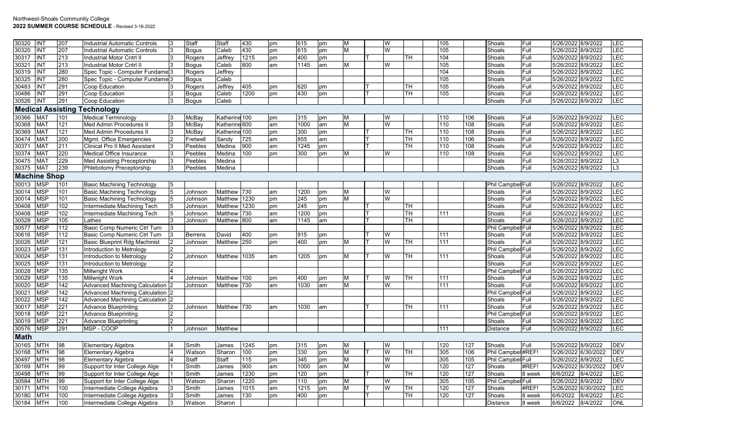| | | | | | | | | | | | | | | | | | | | | | | |
|---|---|---|---|---|---|---|---|---|---|---|---|---|---|---|---|---|---|---|---|---|---|---|
| 30320 | INT | 207 | Industrial Automatic Controls | 3 | Staff | Staff | 430 | pm | 615 | pm | M | | W | | | 105 | | Shoals | Full | 5/26/2022 | 8/9/2022 | LEC |
| 30320 | INT | 207 | Industrial Automatic Controls | 3 | Bogus | Caleb | 430 | pm | 615 | pm | M | | W | | | 105 | | Shoals | Full | 5/26/2022 | 8/9/2022 | LEC |
| 30317 | INT | 213 | Industrial Motor Cntrl II | 3 | Rogers | Jeffrey | 1215 | pm | 400 | pm | | T | | TH | | 104 | | Shoals | Full | 5/26/2022 | 8/9/2022 | LEC |
| 30321 | INT | 213 | Industrial Motor Cntrl II | 3 | Bogus | Caleb | 800 | am | 1145 | am | M | | W | | | 105 | | Shoals | Full | 5/26/2022 | 8/9/2022 | LEC |
| 30319 | INT | 280 | Spec Topic - Computer Fundame | 3 | Rogers | Jeffrey | | | | | | | | | | 104 | | Shoals | Full | 5/26/2022 | 8/9/2022 | LEC |
| 30325 | INT | 280 | Spec Topic - Computer Fundame | 3 | Bogus | Caleb | | | | | | | | | | 105 | | Shoals | Full | 5/26/2022 | 8/9/2022 | LEC |
| 30483 | INT | 291 | Coop Education | 3 | Rogers | Jeffrey | 405 | pm | 620 | pm | | T | | TH | | 105 | | Shoals | Full | 5/26/2022 | 8/9/2022 | LEC |
| 30486 | INT | 291 | Coop Education | 3 | Bogus | Caleb | 1200 | pm | 430 | pm | | T | | TH | | 105 | | Shoals | Full | 5/26/2022 | 8/9/2022 | LEC |
| 30526 | INT | 291 | Coop Education | 3 | Bogus | Caleb | | | | | | | | | | | | Shoals | Full | 5/26/2022 | 8/9/2022 | LEC |

## Medical Assisting Technology

| | | | | | | | | | | | | | | | | | | | | | | |
|---|---|---|---|---|---|---|---|---|---|---|---|---|---|---|---|---|---|---|---|---|---|---|
| 30366 | MAT | 101 | Medical Terminology | 3 | McBay | Katherine | 100 | pm | 315 | pm | M | | W | | | 110 | 106 | Shoals | Full | 5/26/2022 | 8/9/2022 | LEC |
| 30368 | MAT | 121 | Med Admin Procedures II | 3 | McBay | Katherine | 800 | am | 1000 | am | M | | W | | | 110 | 108 | Shoals | Full | 5/26/2022 | 8/9/2022 | LEC |
| 30369 | MAT | 121 | Med Admin Procedures II | 3 | McBay | Katherine | 100 | pm | 300 | pm | | T | | TH | | 110 | 108 | Shoals | Full | 5/26/2022 | 8/9/2022 | LEC |
| 30474 | MAT | 200 | Mgmt. Office Emergencies | 2 | Fretwell | Sandy | 725 | am | 855 | am | | T | | TH | | 110 | 106 | Shoals | Full | 5/26/2022 | 8/9/2022 | LEC |
| 30371 | MAT | 211 | Clinical Pro II Med Assistant | 3 | Peebles | Medina | 900 | am | 1245 | pm | | T | | TH | | 110 | 108 | Shoals | Full | 5/26/2022 | 8/9/2022 | LEC |
| 30374 | MAT | 220 | Medical Office Insurance | 3 | Peebles | Medina | 100 | pm | 300 | pm | M | | W | | | 110 | 108 | Shoals | Full | 5/26/2022 | 8/9/2022 | LEC |
| 30475 | MAT | 229 | Med Assisting Preceptorship | 3 | Peebles | Medina | | | | | | | | | | | | Shoals | Full | 5/26/2022 | 8/9/2022 | L3 |
| 30375 | MAT | 239 | Phlebotomy Preceptorship | 3 | Peebles | Medina | | | | | | | | | | | | Shoals | Full | 5/26/2022 | 8/9/2022 | L3 |

## Machine Shop

| | | | | | | | | | | | | | | | | | | | | | | |
|---|---|---|---|---|---|---|---|---|---|---|---|---|---|---|---|---|---|---|---|---|---|---|
| 30013 | MSP | 101 | Basic Machining Technology | 5 | | | | | | | | | | | | | | Phil Campbel | Full | 5/26/2022 | 8/9/2022 | LEC |
| 30014 | MSP | 101 | Basic Machining Technology | 5 | Johnson | Matthew | 730 | am | 1200 | pm | M | | W | | | | | Shoals | Full | 5/26/2022 | 8/9/2022 | LEC |
| 30014 | MSP | 101 | Basic Machining Technology | 5 | Johnson | Matthew | 1230 | pm | 245 | pm | M | | W | | | | | Shoals | Full | 5/26/2022 | 8/9/2022 | LEC |
| 30408 | MSP | 102 | Intermediate Machining Tech | 5 | Johnson | Matthew | 1230 | pm | 245 | pm | | T | | TH | | | | Shoals | Full | 5/26/2022 | 8/9/2022 | LEC |
| 30408 | MSP | 102 | Intermediate Machining Tech | 5 | Johnson | Matthew | 730 | am | 1200 | pm | | T | | TH | | 111 | | Shoals | Full | 5/26/2022 | 8/9/2022 | LEC |
| 30528 | MSP | 105 | Lathes | 3 | Johnson | Matthew | 800 | am | 1145 | am | | T | | TH | | | | Shoals | Full | 5/26/2022 | 8/9/2022 | LEC |
| 30577 | MSP | 112 | Basic Comp Numeric Ctrl Turn | 3 | | | | | | | | | | | | | | Phil Campbel | Full | 5/26/2022 | 8/9/2022 | LEC |
| 30616 | MSP | 112 | Basic Comp Numeric Ctrl Turn | 3 | Berrens | David | 400 | pm | 915 | pm | | T | W | | | 111 | | Shoals | Full | 5/26/2022 | 8/9/2022 | LEC |
| 30026 | MSP | 121 | Basic Blueprint Rdg Machinist | 2 | Johnson | Matthew | 250 | pm | 400 | pm | M | T | W | TH | | 111 | | Shoals | Full | 5/26/2022 | 8/9/2022 | LEC |
| 30023 | MSP | 131 | Introduction to Metrology | 2 | | | | | | | | | | | | | | Phil Campbel | Full | 5/26/2022 | 8/9/2022 | LEC |
| 30024 | MSP | 131 | Introduction to Metrology | 2 | Johnson | Matthew | 1035 | am | 1205 | pm | M | T | W | TH | | 111 | | Shoals | Full | 5/26/2022 | 8/9/2022 | LEC |
| 30025 | MSP | 131 | Introduction to Metrology | 2 | | | | | | | | | | | | | | Shoals | Full | 5/26/2022 | 8/9/2022 | LEC |
| 30028 | MSP | 135 | Millwright Work | 4 | | | | | | | | | | | | | | Phil Campbel | Full | 5/26/2022 | 8/9/2022 | LEC |
| 30029 | MSP | 135 | Millwright Work | 4 | Johnson | Matthew | 100 | pm | 400 | pm | M | T | W | TH | | 111 | | Shoals | Full | 5/26/2022 | 8/9/2022 | LEC |
| 30020 | MSP | 142 | Advanced Machining Calculation | 2 | Johnson | Matthew | 730 | am | 1030 | am | M | | W | | | 111 | | Shoals | Full | 5/26/2022 | 8/9/2022 | LEC |
| 30021 | MSP | 142 | Advanced Machining Calculation | 2 | | | | | | | | | | | | | | Phil Campbel | Full | 5/26/2022 | 8/9/2022 | LEC |
| 30022 | MSP | 142 | Advanced Machining Calculation | 2 | | | | | | | | | | | | | | Shoals | Full | 5/26/2022 | 8/9/2022 | LEC |
| 30017 | MSP | 221 | Advance Blueprinting | 2 | Johnson | Matthew | 730 | am | 1030 | am | | T | | TH | | 111 | | Shoals | Full | 5/26/2022 | 8/9/2022 | LEC |
| 30018 | MSP | 221 | Advance Blueprinting | 2 | | | | | | | | | | | | | | Phil Campbel | Full | 5/26/2022 | 8/9/2022 | LEC |
| 30019 | MSP | 221 | Advance Blueprinting | 2 | | | | | | | | | | | | | | Shoals | Full | 5/26/2022 | 8/9/2022 | LEC |
| 30576 | MSP | 291 | MSP - COOP | 1 | Johnson | Matthew | | | | | | | | | | 111 | | Distance | Full | 5/26/2022 | 8/9/2022 | LEC |

## Math

| | | | | | | | | | | | | | | | | | | | | | | |
|---|---|---|---|---|---|---|---|---|---|---|---|---|---|---|---|---|---|---|---|---|---|---|
| 30165 | MTH | 98 | Elementary Algebra | 4 | Smith | James | 1245 | pm | 315 | pm | M | | W | | | 120 | 127 | Shoals | Full | 5/26/2022 | 8/9/2022 | DEV |
| 30168 | MTH | 98 | Elementary Algebra | 4 | Watson | Sharon | 100 | pm | 330 | pm | M | T | W | TH | | 305 | 106 | Phil Campbel | #REF! | 5/26/2022 | 6/30/2022 | DEV |
| 30497 | MTH | 98 | Elementary Algebra | 4 | Staff | Staff | 115 | pm | 345 | pm | M | | W | | | 305 | 105 | Phil Campbel | Full | 5/26/2022 | 8/9/2022 | LEC |
| 30169 | MTH | 99 | Support for Inter College Alge | 1 | Smith | James | 900 | am | 1000 | am | M | | W | | | 120 | 127 | Shoals | #REF! | 5/26/2022 | 6/30/2022 | DEV |
| 30498 | MTH | 99 | Support for Inter College Alge | 1 | Smith | James | 1230 | pm | 120 | pm | | T | | TH | | 120 | 127 | Shoals | 8 week | 6/6/2022 | 8/4/2022 | LEC |
| 30584 | MTH | 99 | Support for Inter College Alge | 1 | Watson | Sharon | 1220 | pm | 110 | pm | M | | W | | | 305 | 105 | Phil Campbel | Full | 5/26/2022 | 8/9/2022 | DEV |
| 30171 | MTH | 100 | Intermediate College Algebra | 3 | Smith | James | 1015 | am | 1215 | pm | M | T | W | TH | | 120 | 127 | Shoals | #REF! | 5/26/2022 | 6/30/2022 | LEC |
| 30180 | MTH | 100 | Intermediate College Algebra | 3 | Smith | James | 130 | pm | 400 | pm | | T | | TH | | 120 | 127 | Shoals | 8 week | 6/6/2022 | 8/4/2022 | LEC |
| 30184 | MTH | 100 | Intermediate College Algebra | 3 | Watson | Sharon | | | | | | T | | | | | | Distance | 8 week | 6/6/2022 | 8/4/2022 | ONL |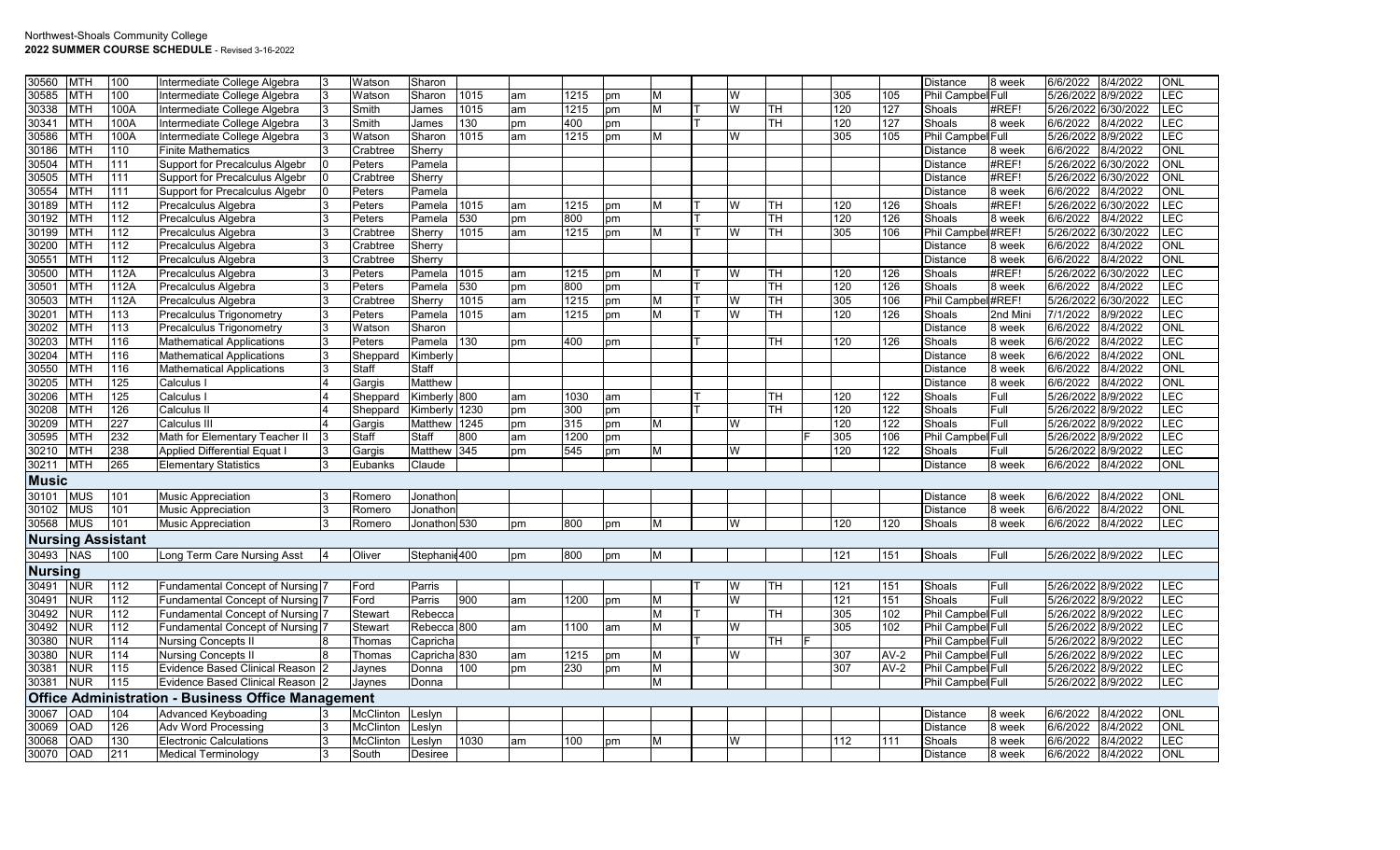| | | | | | | | | | | | | | | | | | | | | | | |
|---|---|---|---|---|---|---|---|---|---|---|---|---|---|---|---|---|---|---|---|---|---|---|
| 30560 | MTH | 100 | Intermediate College Algebra | 3 | Watson | Sharon | | | | | | | | | | | | | Distance | 8 week | 6/6/2022 | 8/4/2022 | ONL |
| 30585 | MTH | 100 | Intermediate College Algebra | 3 | Watson | Sharon | 1015 | am | 1215 | pm | M | | W | | | 305 | 105 | Phil Campbel | Full | 5/26/2022 | 8/9/2022 | LEC |
| 30338 | MTH | 100A | Intermediate College Algebra | 3 | Smith | James | 1015 | am | 1215 | pm | M | T | W | TH | | 120 | 127 | Shoals | #REF! | 5/26/2022 | 6/30/2022 | LEC |
| 30341 | MTH | 100A | Intermediate College Algebra | 3 | Smith | James | 130 | pm | 400 | pm | | T | | TH | | 120 | 127 | Shoals | 8 week | 6/6/2022 | 8/4/2022 | LEC |
| 30586 | MTH | 100A | Intermediate College Algebra | 3 | Watson | Sharon | 1015 | am | 1215 | pm | M | | W | | | 305 | 105 | Phil Campbel | Full | 5/26/2022 | 8/9/2022 | LEC |
| 30186 | MTH | 110 | Finite Mathematics | 3 | Crabtree | Sherry | | | | | | | | | | | | Distance | 8 week | 6/6/2022 | 8/4/2022 | ONL |
| 30504 | MTH | 111 | Support for Precalculus Algebr | 0 | Peters | Pamela | | | | | | | | | | | | Distance | #REF! | 5/26/2022 | 6/30/2022 | ONL |
| 30505 | MTH | 111 | Support for Precalculus Algebr | 0 | Crabtree | Sherry | | | | | | | | | | | | Distance | #REF! | 5/26/2022 | 6/30/2022 | ONL |
| 30554 | MTH | 111 | Support for Precalculus Algebr | 0 | Peters | Pamela | | | | | | | | | | | | Distance | 8 week | 6/6/2022 | 8/4/2022 | ONL |
| 30189 | MTH | 112 | Precalculus Algebra | 3 | Peters | Pamela | 1015 | am | 1215 | pm | M | T | W | TH | | 120 | 126 | Shoals | #REF! | 5/26/2022 | 6/30/2022 | LEC |
| 30192 | MTH | 112 | Precalculus Algebra | 3 | Peters | Pamela | 530 | pm | 800 | pm | | T | | TH | | 120 | 126 | Shoals | 8 week | 6/6/2022 | 8/4/2022 | LEC |
| 30199 | MTH | 112 | Precalculus Algebra | 3 | Crabtree | Sherry | 1015 | am | 1215 | pm | M | T | W | TH | | 305 | 106 | Phil Campbel | #REF! | 5/26/2022 | 6/30/2022 | LEC |
| 30200 | MTH | 112 | Precalculus Algebra | 3 | Crabtree | Sherry | | | | | | | | | | | | Distance | 8 week | 6/6/2022 | 8/4/2022 | ONL |
| 30551 | MTH | 112 | Precalculus Algebra | 3 | Crabtree | Sherry | | | | | | | | | | | | Distance | 8 week | 6/6/2022 | 8/4/2022 | ONL |
| 30500 | MTH | 112A | Precalculus Algebra | 3 | Peters | Pamela | 1015 | am | 1215 | pm | M | T | W | TH | | 120 | 126 | Shoals | #REF! | 5/26/2022 | 6/30/2022 | LEC |
| 30501 | MTH | 112A | Precalculus Algebra | 3 | Peters | Pamela | 530 | pm | 800 | pm | | T | | TH | | 120 | 126 | Shoals | 8 week | 6/6/2022 | 8/4/2022 | LEC |
| 30503 | MTH | 112A | Precalculus Algebra | 3 | Crabtree | Sherry | 1015 | am | 1215 | pm | M | T | W | TH | | 305 | 106 | Phil Campbel | #REF! | 5/26/2022 | 6/30/2022 | LEC |
| 30201 | MTH | 113 | Precalculus Trigonometry | 3 | Peters | Pamela | 1015 | am | 1215 | pm | M | T | W | TH | | 120 | 126 | Shoals | 2nd Mini | 7/1/2022 | 8/9/2022 | LEC |
| 30202 | MTH | 113 | Precalculus Trigonometry | 3 | Watson | Sharon | | | | | | | | | | | | Distance | 8 week | 6/6/2022 | 8/4/2022 | ONL |
| 30203 | MTH | 116 | Mathematical Applications | 3 | Peters | Pamela | 130 | pm | 400 | pm | | T | | TH | | 120 | 126 | Shoals | 8 week | 6/6/2022 | 8/4/2022 | LEC |
| 30204 | MTH | 116 | Mathematical Applications | 3 | Sheppard | Kimberly | | | | | | | | | | | | Distance | 8 week | 6/6/2022 | 8/4/2022 | ONL |
| 30550 | MTH | 116 | Mathematical Applications | 3 | Staff | Staff | | | | | | | | | | | | Distance | 8 week | 6/6/2022 | 8/4/2022 | ONL |
| 30205 | MTH | 125 | Calculus I | 4 | Gargis | Matthew | | | | | | | | | | | | Distance | 8 week | 6/6/2022 | 8/4/2022 | ONL |
| 30206 | MTH | 125 | Calculus I | 4 | Sheppard | Kimberly | 800 | am | 1030 | am | | T | | TH | | 120 | 122 | Shoals | Full | 5/26/2022 | 8/9/2022 | LEC |
| 30208 | MTH | 126 | Calculus II | 4 | Sheppard | Kimberly | 1230 | pm | 300 | pm | | T | | TH | | 120 | 122 | Shoals | Full | 5/26/2022 | 8/9/2022 | LEC |
| 30209 | MTH | 227 | Calculus III | 4 | Gargis | Matthew | 1245 | pm | 315 | pm | M | | W | | | 120 | 122 | Shoals | Full | 5/26/2022 | 8/9/2022 | LEC |
| 30595 | MTH | 232 | Math for Elementary Teacher II | 3 | Staff | Staff | 800 | am | 1200 | pm | | | | | F | 305 | 106 | Phil Campbel | Full | 5/26/2022 | 8/9/2022 | LEC |
| 30210 | MTH | 238 | Applied Differential Equat I | 3 | Gargis | Matthew | 345 | pm | 545 | pm | M | | W | | | 120 | 122 | Shoals | Full | 5/26/2022 | 8/9/2022 | LEC |
| 30211 | MTH | 265 | Elementary Statistics | 3 | Eubanks | Claude | | | | | | | | | | | | Distance | 8 week | 6/6/2022 | 8/4/2022 | ONL |
| **Music** | | | | | | | | | | | | | | | | | | | | | | |
| 30101 | MUS | 101 | Music Appreciation | 3 | Romero | Jonathon | | | | | | | | | | | | Distance | 8 week | 6/6/2022 | 8/4/2022 | ONL |
| 30102 | MUS | 101 | Music Appreciation | 3 | Romero | Jonathon | | | | | | | | | | | | Distance | 8 week | 6/6/2022 | 8/4/2022 | ONL |
| 30568 | MUS | 101 | Music Appreciation | 3 | Romero | Jonathon | 530 | pm | 800 | pm | M | | W | | | 120 | 120 | Shoals | 8 week | 6/6/2022 | 8/4/2022 | LEC |
| **Nursing Assistant** | | | | | | | | | | | | | | | | | | | | | | |
| 30493 | NAS | 100 | Long Term Care Nursing Asst | 4 | Oliver | Stephanie | 400 | pm | 800 | pm | M | | | | | 121 | 151 | Shoals | Full | 5/26/2022 | 8/9/2022 | LEC |
| **Nursing** | | | | | | | | | | | | | | | | | | | | | | |
| 30491 | NUR | 112 | Fundamental Concept of Nursing | 7 | Ford | Parris | | | | | | T | W | TH | | 121 | 151 | Shoals | Full | 5/26/2022 | 8/9/2022 | LEC |
| 30491 | NUR | 112 | Fundamental Concept of Nursing | 7 | Ford | Parris | 900 | am | 1200 | pm | M | | W | | | 121 | 151 | Shoals | Full | 5/26/2022 | 8/9/2022 | LEC |
| 30492 | NUR | 112 | Fundamental Concept of Nursing | 7 | Stewart | Rebecca | | | | | M | T | | TH | | 305 | 102 | Phil Campbel | Full | 5/26/2022 | 8/9/2022 | LEC |
| 30492 | NUR | 112 | Fundamental Concept of Nursing | 7 | Stewart | Rebecca | 800 | am | 1100 | am | M | | W | | | 305 | 102 | Phil Campbel | Full | 5/26/2022 | 8/9/2022 | LEC |
| 30380 | NUR | 114 | Nursing Concepts II | 8 | Thomas | Capricha | | | | | | T | | TH | F | | | Phil Campbel | Full | 5/26/2022 | 8/9/2022 | LEC |
| 30380 | NUR | 114 | Nursing Concepts II | 8 | Thomas | Capricha | 830 | am | 1215 | pm | M | | W | | | 307 | AV-2 | Phil Campbel | Full | 5/26/2022 | 8/9/2022 | LEC |
| 30381 | NUR | 115 | Evidence Based Clinical Reason | 2 | Jaynes | Donna | 100 | pm | 230 | pm | M | | | | | 307 | AV-2 | Phil Campbel | Full | 5/26/2022 | 8/9/2022 | LEC |
| 30381 | NUR | 115 | Evidence Based Clinical Reason | 2 | Jaynes | Donna | | | | | M | | | | | | | Phil Campbel | Full | 5/26/2022 | 8/9/2022 | LEC |
| **Office Administration - Business Office Management** | | | | | | | | | | | | | | | | | | | | | | |
| 30067 | OAD | 104 | Advanced Keyboading | 3 | McClinton | Leslyn | | | | | | | | | | | | Distance | 8 week | 6/6/2022 | 8/4/2022 | ONL |
| 30069 | OAD | 126 | Adv Word Processing | 3 | McClinton | Leslyn | | | | | | | | | | | | Distance | 8 week | 6/6/2022 | 8/4/2022 | ONL |
| 30068 | OAD | 130 | Electronic Calculations | 3 | McClinton | Leslyn | 1030 | am | 100 | pm | M | | W | | | 112 | 111 | Shoals | 8 week | 6/6/2022 | 8/4/2022 | LEC |
| 30070 | OAD | 211 | Medical Terminology | 3 | South | Desiree | | | | | | | | | | | | Distance | 8 week | 6/6/2022 | 8/4/2022 | ONL |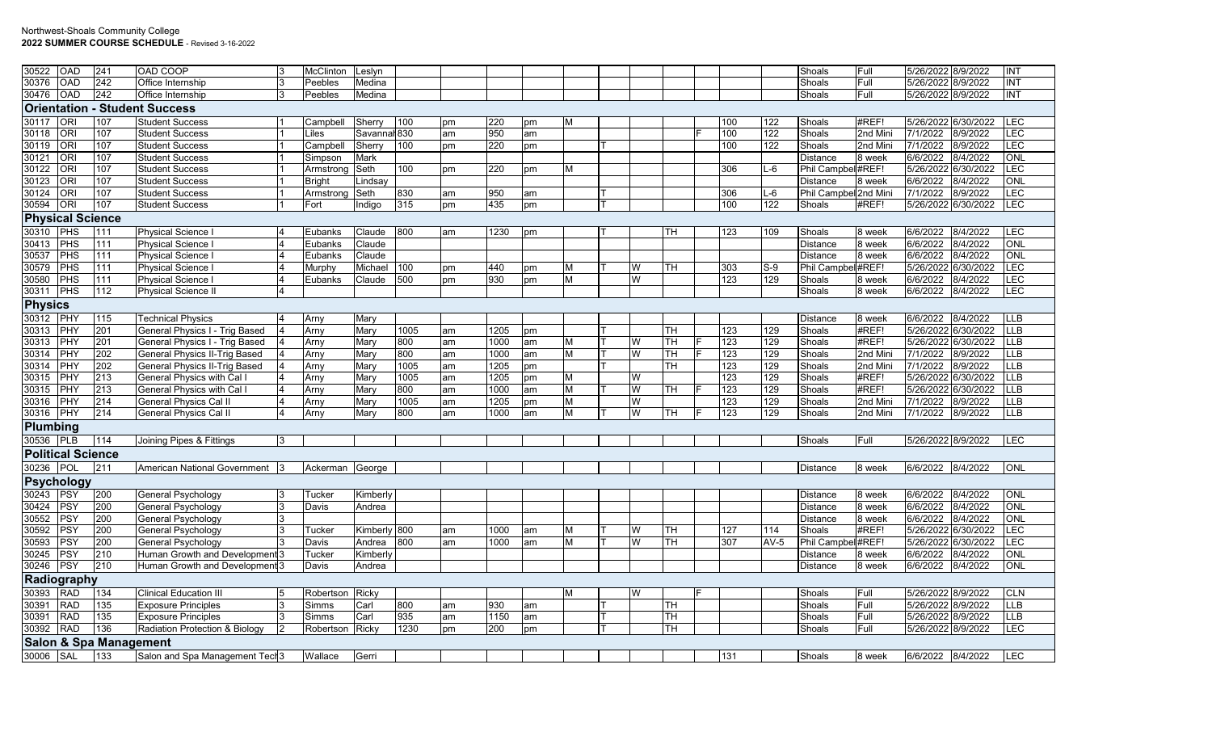Northwest-Shoals Community College
**2022 SUMMER COURSE SCHEDULE** - Revised 3-16-2022

| | | | | | | | | | | | | | | | | | | | | | | | | |
|---|---|---|---|---|---|---|---|---|---|---|---|---|---|---|---|---|---|---|---|---|---|---|---|---|
| 30522 | OAD | 241 | OAD COOP | 3 | McClinton | Leslyn | | | | | | | | | | | | | Shoals | Full | 5/26/2022 | 8/9/2022 | INT |
| 30376 | OAD | 242 | Office Internship | 3 | Peebles | Medina | | | | | | | | | | | | | Shoals | Full | 5/26/2022 | 8/9/2022 | INT |
| 30476 | OAD | 242 | Office Internship | 3 | Peebles | Medina | | | | | | | | | | | | | Shoals | Full | 5/26/2022 | 8/9/2022 | INT |
| **Orientation - Student Success** | | | | | | | | | | | | | | | | | | | | | | | | |
| 30117 | ORI | 107 | Student Success | 1 | Campbell | Sherry | 100 | pm | 220 | pm | M | | | | | 100 | 122 | Shoals | #REF! | 5/26/2022 | 6/30/2022 | LEC |
| 30118 | ORI | 107 | Student Success | 1 | Liles | Savannah | 830 | am | 950 | am | | | | | F | 100 | 122 | Shoals | 2nd Mini | 7/1/2022 | 8/9/2022 | LEC |
| 30119 | ORI | 107 | Student Success | 1 | Campbell | Sherry | 100 | pm | 220 | pm | | T | | | | 100 | 122 | Shoals | 2nd Mini | 7/1/2022 | 8/9/2022 | LEC |
| 30121 | ORI | 107 | Student Success | 1 | Simpson | Mark | | | | | | | | | | | | Distance | 8 week | 6/6/2022 | 8/4/2022 | ONL |
| 30122 | ORI | 107 | Student Success | 1 | Armstrong | Seth | 100 | pm | 220 | pm | M | | | | | 306 | L-6 | Phil Campbell | #REF! | 5/26/2022 | 6/30/2022 | LEC |
| 30123 | ORI | 107 | Student Success | 1 | Bright | Lindsay | | | | | | | | | | | | Distance | 8 week | 6/6/2022 | 8/4/2022 | ONL |
| 30124 | ORI | 107 | Student Success | 1 | Armstrong | Seth | 830 | am | 950 | am | | T | | | | 306 | L-6 | Phil Campbell | 2nd Mini | 7/1/2022 | 8/9/2022 | LEC |
| 30594 | ORI | 107 | Student Success | 1 | Fort | Indigo | 315 | pm | 435 | pm | | T | | | | 100 | 122 | Shoals | #REF! | 5/26/2022 | 6/30/2022 | LEC |
| **Physical Science** | | | | | | | | | | | | | | | | | | | | | | | | |
| 30310 | PHS | 111 | Physical Science I | 4 | Eubanks | Claude | 800 | am | 1230 | pm | | T | | TH | | 123 | 109 | Shoals | 8 week | 6/6/2022 | 8/4/2022 | LEC |
| 30413 | PHS | 111 | Physical Science I | 4 | Eubanks | Claude | | | | | | | | | | | | Distance | 8 week | 6/6/2022 | 8/4/2022 | ONL |
| 30537 | PHS | 111 | Physical Science I | 4 | Eubanks | Claude | | | | | | | | | | | | Distance | 8 week | 6/6/2022 | 8/4/2022 | ONL |
| 30579 | PHS | 111 | Physical Science I | 4 | Murphy | Michael | 100 | pm | 440 | pm | M | T | W | TH | | 303 | S-9 | Phil Campbell | #REF! | 5/26/2022 | 6/30/2022 | LEC |
| 30580 | PHS | 111 | Physical Science I | 4 | Eubanks | Claude | 500 | pm | 930 | pm | M | | W | | | 123 | 129 | Shoals | 8 week | 6/6/2022 | 8/4/2022 | LEC |
| 30311 | PHS | 112 | Physical Science II | 4 | | | | | | | | | | | | | | Shoals | 8 week | 6/6/2022 | 8/4/2022 | LEC |
| **Physics** | | | | | | | | | | | | | | | | | | | | | | | | |
| 30312 | PHY | 115 | Technical Physics | 4 | Arny | Mary | | | | | | | | | | | | Distance | 8 week | 6/6/2022 | 8/4/2022 | LLB |
| 30313 | PHY | 201 | General Physics I - Trig Based | 4 | Arny | Mary | 1005 | am | 1205 | pm | | T | | TH | | 123 | 129 | Shoals | #REF! | 5/26/2022 | 6/30/2022 | LLB |
| 30313 | PHY | 201 | General Physics I - Trig Based | 4 | Arny | Mary | 800 | am | 1000 | am | M | T | W | TH | F | 123 | 129 | Shoals | #REF! | 5/26/2022 | 6/30/2022 | LLB |
| 30314 | PHY | 202 | General Physics II-Trig Based | 4 | Arny | Mary | 800 | am | 1000 | am | M | T | W | TH | F | 123 | 129 | Shoals | 2nd Mini | 7/1/2022 | 8/9/2022 | LLB |
| 30314 | PHY | 202 | General Physics II-Trig Based | 4 | Arny | Mary | 1005 | am | 1205 | pm | | T | | TH | | 123 | 129 | Shoals | 2nd Mini | 7/1/2022 | 8/9/2022 | LLB |
| 30315 | PHY | 213 | General Physics with Cal I | 4 | Arny | Mary | 1005 | am | 1205 | pm | M | | W | | | 123 | 129 | Shoals | #REF! | 5/26/2022 | 6/30/2022 | LLB |
| 30315 | PHY | 213 | General Physics with Cal I | 4 | Arny | Mary | 800 | am | 1000 | am | M | T | W | TH | F | 123 | 129 | Shoals | #REF! | 5/26/2022 | 6/30/2022 | LLB |
| 30316 | PHY | 214 | General Physics Cal II | 4 | Arny | Mary | 1005 | am | 1205 | pm | M | | W | | | 123 | 129 | Shoals | 2nd Mini | 7/1/2022 | 8/9/2022 | LLB |
| 30316 | PHY | 214 | General Physics Cal II | 4 | Arny | Mary | 800 | am | 1000 | am | M | T | W | TH | F | 123 | 129 | Shoals | 2nd Mini | 7/1/2022 | 8/9/2022 | LLB |
| **Plumbing** | | | | | | | | | | | | | | | | | | | | | | | | |
| 30536 | PLB | 114 | Joining Pipes & Fittings | 3 | | | | | | | | | | | | | | Shoals | Full | 5/26/2022 | 8/9/2022 | LEC |
| **Political Science** | | | | | | | | | | | | | | | | | | | | | | | | |
| 30236 | POL | 211 | American National Government | 3 | Ackerman | George | | | | | | | | | | | | Distance | 8 week | 6/6/2022 | 8/4/2022 | ONL |
| **Psychology** | | | | | | | | | | | | | | | | | | | | | | | | |
| 30243 | PSY | 200 | General Psychology | 3 | Tucker | Kimberly | | | | | | | | | | | | Distance | 8 week | 6/6/2022 | 8/4/2022 | ONL |
| 30424 | PSY | 200 | General Psychology | 3 | Davis | Andrea | | | | | | | | | | | | Distance | 8 week | 6/6/2022 | 8/4/2022 | ONL |
| 30552 | PSY | 200 | General Psychology | 3 | | | | | | | | | | | | | | Distance | 8 week | 6/6/2022 | 8/4/2022 | ONL |
| 30592 | PSY | 200 | General Psychology | 3 | Tucker | Kimberly | 800 | am | 1000 | am | M | T | W | TH | | 127 | 114 | Shoals | #REF! | 5/26/2022 | 6/30/2022 | LEC |
| 30593 | PSY | 200 | General Psychology | 3 | Davis | Andrea | 800 | am | 1000 | am | M | T | W | TH | | 307 | AV-5 | Phil Campbell | #REF! | 5/26/2022 | 6/30/2022 | LEC |
| 30245 | PSY | 210 | Human Growth and Development | 3 | Tucker | Kimberly | | | | | | | | | | | | Distance | 8 week | 6/6/2022 | 8/4/2022 | ONL |
| 30246 | PSY | 210 | Human Growth and Development | 3 | Davis | Andrea | | | | | | | | | | | | Distance | 8 week | 6/6/2022 | 8/4/2022 | ONL |
| **Radiography** | | | | | | | | | | | | | | | | | | | | | | | | |
| 30393 | RAD | 134 | Clinical Education III | 5 | Robertson | Ricky | | | | | M | | W | | F | | | Shoals | Full | 5/26/2022 | 8/9/2022 | CLN |
| 30391 | RAD | 135 | Exposure Principles | 3 | Simms | Carl | 800 | am | 930 | am | | T | | TH | | | | Shoals | Full | 5/26/2022 | 8/9/2022 | LLB |
| 30391 | RAD | 135 | Exposure Principles | 3 | Simms | Carl | 935 | am | 1150 | am | | T | | TH | | | | Shoals | Full | 5/26/2022 | 8/9/2022 | LLB |
| 30392 | RAD | 136 | Radiation Protection & Biology | 2 | Robertson | Ricky | 1230 | pm | 200 | pm | | T | | TH | | | | Shoals | Full | 5/26/2022 | 8/9/2022 | LEC |
| **Salon & Spa Management** | | | | | | | | | | | | | | | | | | | | | | | | |
| 30006 | SAL | 133 | Salon and Spa Management Tech | 3 | Wallace | Gerri | | | | | | | | | | 131 | | Shoals | 8 week | 6/6/2022 | 8/4/2022 | LEC |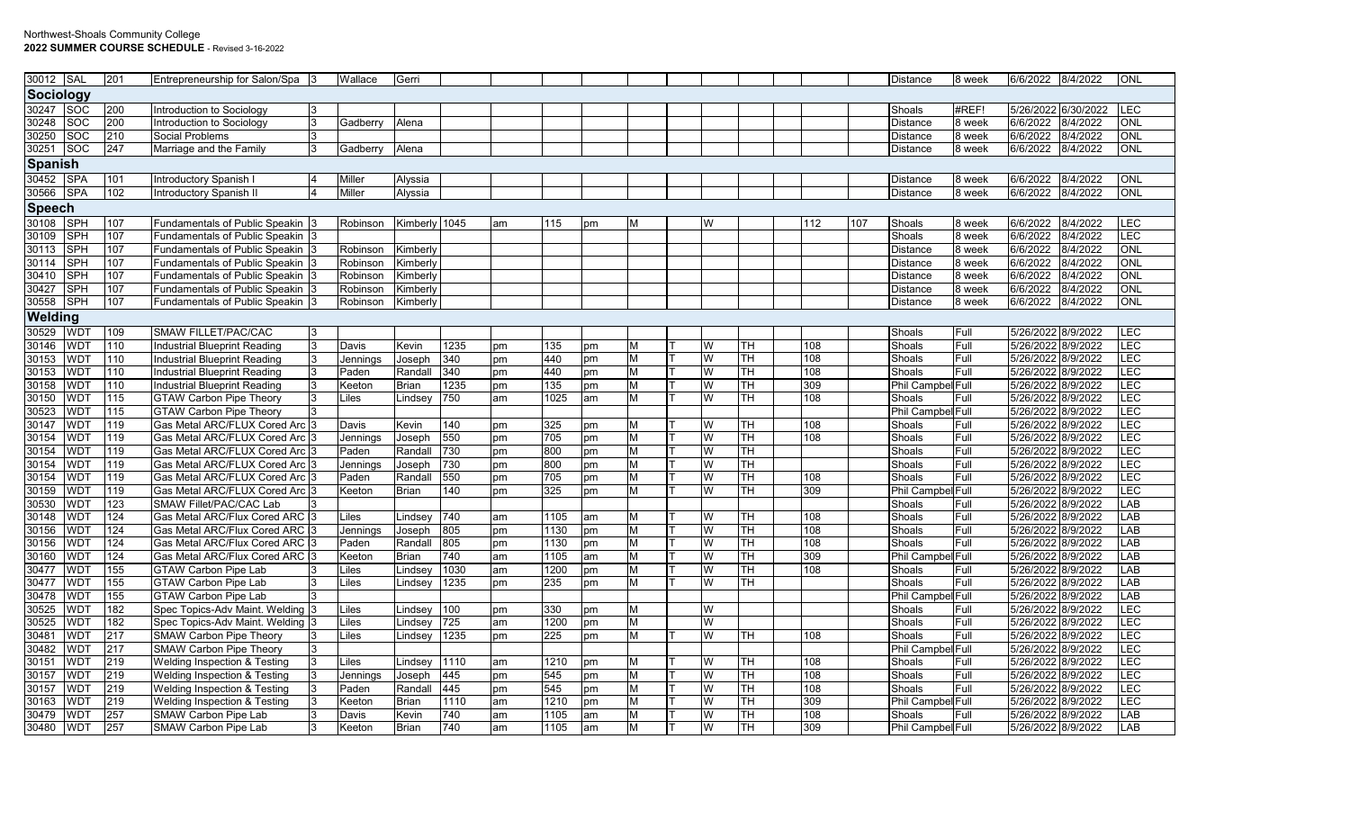| | | | | | | | | | | | | | | | | | | | | | | |
|---|---|---|---|---|---|---|---|---|---|---|---|---|---|---|---|---|---|---|---|---|---|---|
| 30012 | SAL | 201 | Entrepreneurship for Salon/Spa | 3 | Wallace | Gerri | | | | | | | | | | | | Distance | 8 week | 6/6/2022 | 8/4/2022 | ONL |

## Sociology

| | | | | | | | | | | | | | | | | | | | | | | |
|---|---|---|---|---|---|---|---|---|---|---|---|---|---|---|---|---|---|---|---|---|---|---|
| 30247 | SOC | 200 | Introduction to Sociology | 3 | | | | | | | | | | | | | | Shoals | #REF! | 5/26/2022 | 6/30/2022 | LEC |
| 30248 | SOC | 200 | Introduction to Sociology | 3 | Gadberry | Alena | | | | | | | | | | | | Distance | 8 week | 6/6/2022 | 8/4/2022 | ONL |
| 30250 | SOC | 210 | Social Problems | 3 | | | | | | | | | | | | | | Distance | 8 week | 6/6/2022 | 8/4/2022 | ONL |
| 30251 | SOC | 247 | Marriage and the Family | 3 | Gadberry | Alena | | | | | | | | | | | | Distance | 8 week | 6/6/2022 | 8/4/2022 | ONL |

## Spanish

| | | | | | | | | | | | | | | | | | | | | | | |
|---|---|---|---|---|---|---|---|---|---|---|---|---|---|---|---|---|---|---|---|---|---|---|
| 30452 | SPA | 101 | Introductory Spanish I | 4 | Miller | Alyssia | | | | | | | | | | | | Distance | 8 week | 6/6/2022 | 8/4/2022 | ONL |
| 30566 | SPA | 102 | Introductory Spanish II | 4 | Miller | Alyssia | | | | | | | | | | | | Distance | 8 week | 6/6/2022 | 8/4/2022 | ONL |

## Speech

| | | | | | | | | | | | | | | | | | | | | | | |
|---|---|---|---|---|---|---|---|---|---|---|---|---|---|---|---|---|---|---|---|---|---|---|
| 30108 | SPH | 107 | Fundamentals of Public Speakin | 3 | Robinson | Kimberly | 1045 | am | 115 | pm | M | | W | | | 112 | 107 | Shoals | 8 week | 6/6/2022 | 8/4/2022 | LEC |
| 30109 | SPH | 107 | Fundamentals of Public Speakin | 3 | | | | | | | | | | | | | | Shoals | 8 week | 6/6/2022 | 8/4/2022 | LEC |
| 30113 | SPH | 107 | Fundamentals of Public Speakin | 3 | Robinson | Kimberly | | | | | | | | | | | | Distance | 8 week | 6/6/2022 | 8/4/2022 | ONL |
| 30114 | SPH | 107 | Fundamentals of Public Speakin | 3 | Robinson | Kimberly | | | | | | | | | | | | Distance | 8 week | 6/6/2022 | 8/4/2022 | ONL |
| 30410 | SPH | 107 | Fundamentals of Public Speakin | 3 | Robinson | Kimberly | | | | | | | | | | | | Distance | 8 week | 6/6/2022 | 8/4/2022 | ONL |
| 30427 | SPH | 107 | Fundamentals of Public Speakin | 3 | Robinson | Kimberly | | | | | | | | | | | | Distance | 8 week | 6/6/2022 | 8/4/2022 | ONL |
| 30558 | SPH | 107 | Fundamentals of Public Speakin | 3 | Robinson | Kimberly | | | | | | | | | | | | Distance | 8 week | 6/6/2022 | 8/4/2022 | ONL |

## Welding

| | | | | | | | | | | | | | | | | | | | | | | |
|---|---|---|---|---|---|---|---|---|---|---|---|---|---|---|---|---|---|---|---|---|---|---|
| 30529 | WDT | 109 | SMAW FILLET/PAC/CAC | 3 | | | | | | | | | | | | | | Shoals | Full | 5/26/2022 | 8/9/2022 | LEC |
| 30146 | WDT | 110 | Industrial Blueprint Reading | 3 | Davis | Kevin | 1235 | pm | 135 | pm | M | T | W | TH | | 108 | | Shoals | Full | 5/26/2022 | 8/9/2022 | LEC |
| 30153 | WDT | 110 | Industrial Blueprint Reading | 3 | Jennings | Joseph | 340 | pm | 440 | pm | M | T | W | TH | | 108 | | Shoals | Full | 5/26/2022 | 8/9/2022 | LEC |
| 30153 | WDT | 110 | Industrial Blueprint Reading | 3 | Paden | Randall | 340 | pm | 440 | pm | M | T | W | TH | | 108 | | Shoals | Full | 5/26/2022 | 8/9/2022 | LEC |
| 30158 | WDT | 110 | Industrial Blueprint Reading | 3 | Keeton | Brian | 1235 | pm | 135 | pm | M | T | W | TH | | 309 | | Phil Campbel | Full | 5/26/2022 | 8/9/2022 | LEC |
| 30150 | WDT | 115 | GTAW Carbon Pipe Theory | 3 | Liles | Lindsey | 750 | am | 1025 | am | M | T | W | TH | | 108 | | Shoals | Full | 5/26/2022 | 8/9/2022 | LEC |
| 30523 | WDT | 115 | GTAW Carbon Pipe Theory | 3 | | | | | | | | | | | | | | Phil Campbel | Full | 5/26/2022 | 8/9/2022 | LEC |
| 30147 | WDT | 119 | Gas Metal ARC/FLUX Cored Arc | 3 | Davis | Kevin | 140 | pm | 325 | pm | M | T | W | TH | | 108 | | Shoals | Full | 5/26/2022 | 8/9/2022 | LEC |
| 30154 | WDT | 119 | Gas Metal ARC/FLUX Cored Arc | 3 | Jennings | Joseph | 550 | pm | 705 | pm | M | T | W | TH | | 108 | | Shoals | Full | 5/26/2022 | 8/9/2022 | LEC |
| 30154 | WDT | 119 | Gas Metal ARC/FLUX Cored Arc | 3 | Paden | Randall | 730 | pm | 800 | pm | M | T | W | TH | | | | Shoals | Full | 5/26/2022 | 8/9/2022 | LEC |
| 30154 | WDT | 119 | Gas Metal ARC/FLUX Cored Arc | 3 | Jennings | Joseph | 730 | pm | 800 | pm | M | T | W | TH | | | | Shoals | Full | 5/26/2022 | 8/9/2022 | LEC |
| 30154 | WDT | 119 | Gas Metal ARC/FLUX Cored Arc | 3 | Paden | Randall | 550 | pm | 705 | pm | M | T | W | TH | | 108 | | Shoals | Full | 5/26/2022 | 8/9/2022 | LEC |
| 30159 | WDT | 119 | Gas Metal ARC/FLUX Cored Arc | 3 | Keeton | Brian | 140 | pm | 325 | pm | M | T | W | TH | | 309 | | Phil Campbel | Full | 5/26/2022 | 8/9/2022 | LEC |
| 30530 | WDT | 123 | SMAW Fillet/PAC/CAC Lab | 3 | | | | | | | | | | | | | | Shoals | Full | 5/26/2022 | 8/9/2022 | LAB |
| 30148 | WDT | 124 | Gas Metal ARC/Flux Cored ARC | 3 | Liles | Lindsey | 740 | am | 1105 | am | M | T | W | TH | | 108 | | Shoals | Full | 5/26/2022 | 8/9/2022 | LAB |
| 30156 | WDT | 124 | Gas Metal ARC/Flux Cored ARC | 3 | Jennings | Joseph | 805 | pm | 1130 | pm | M | T | W | TH | | 108 | | Shoals | Full | 5/26/2022 | 8/9/2022 | LAB |
| 30156 | WDT | 124 | Gas Metal ARC/Flux Cored ARC | 3 | Paden | Randall | 805 | pm | 1130 | pm | M | T | W | TH | | 108 | | Shoals | Full | 5/26/2022 | 8/9/2022 | LAB |
| 30160 | WDT | 124 | Gas Metal ARC/Flux Cored ARC | 3 | Keeton | Brian | 740 | am | 1105 | am | M | T | W | TH | | 309 | | Phil Campbel | Full | 5/26/2022 | 8/9/2022 | LAB |
| 30477 | WDT | 155 | GTAW Carbon Pipe Lab | 3 | Liles | Lindsey | 1030 | am | 1200 | pm | M | T | W | TH | | 108 | | Shoals | Full | 5/26/2022 | 8/9/2022 | LAB |
| 30477 | WDT | 155 | GTAW Carbon Pipe Lab | 3 | Liles | Lindsey | 1235 | pm | 235 | pm | M | T | W | TH | | | | Shoals | Full | 5/26/2022 | 8/9/2022 | LAB |
| 30478 | WDT | 155 | GTAW Carbon Pipe Lab | 3 | | | | | | | | | | | | | | Phil Campbel | Full | 5/26/2022 | 8/9/2022 | LAB |
| 30525 | WDT | 182 | Spec Topics-Adv Maint. Welding | 3 | Liles | Lindsey | 100 | pm | 330 | pm | M | | W | | | | | Shoals | Full | 5/26/2022 | 8/9/2022 | LEC |
| 30525 | WDT | 182 | Spec Topics-Adv Maint. Welding | 3 | Liles | Lindsey | 725 | am | 1200 | pm | M | | W | | | | | Shoals | Full | 5/26/2022 | 8/9/2022 | LEC |
| 30481 | WDT | 217 | SMAW Carbon Pipe Theory | 3 | Liles | Lindsey | 1235 | pm | 225 | pm | M | T | W | TH | | 108 | | Shoals | Full | 5/26/2022 | 8/9/2022 | LEC |
| 30482 | WDT | 217 | SMAW Carbon Pipe Theory | 3 | | | | | | | | | | | | | | Phil Campbel | Full | 5/26/2022 | 8/9/2022 | LEC |
| 30151 | WDT | 219 | Welding Inspection & Testing | 3 | Liles | Lindsey | 1110 | am | 1210 | pm | M | T | W | TH | | 108 | | Shoals | Full | 5/26/2022 | 8/9/2022 | LEC |
| 30157 | WDT | 219 | Welding Inspection & Testing | 3 | Jennings | Joseph | 445 | pm | 545 | pm | M | T | W | TH | | 108 | | Shoals | Full | 5/26/2022 | 8/9/2022 | LEC |
| 30157 | WDT | 219 | Welding Inspection & Testing | 3 | Paden | Randall | 445 | pm | 545 | pm | M | T | W | TH | | 108 | | Shoals | Full | 5/26/2022 | 8/9/2022 | LEC |
| 30163 | WDT | 219 | Welding Inspection & Testing | 3 | Keeton | Brian | 1110 | am | 1210 | pm | M | T | W | TH | | 309 | | Phil Campbel | Full | 5/26/2022 | 8/9/2022 | LEC |
| 30479 | WDT | 257 | SMAW Carbon Pipe Lab | 3 | Davis | Kevin | 740 | am | 1105 | am | M | T | W | TH | | 108 | | Shoals | Full | 5/26/2022 | 8/9/2022 | LAB |
| 30480 | WDT | 257 | SMAW Carbon Pipe Lab | 3 | Keeton | Brian | 740 | am | 1105 | am | M | T | W | TH | | 309 | | Phil Campbel | Full | 5/26/2022 | 8/9/2022 | LAB |